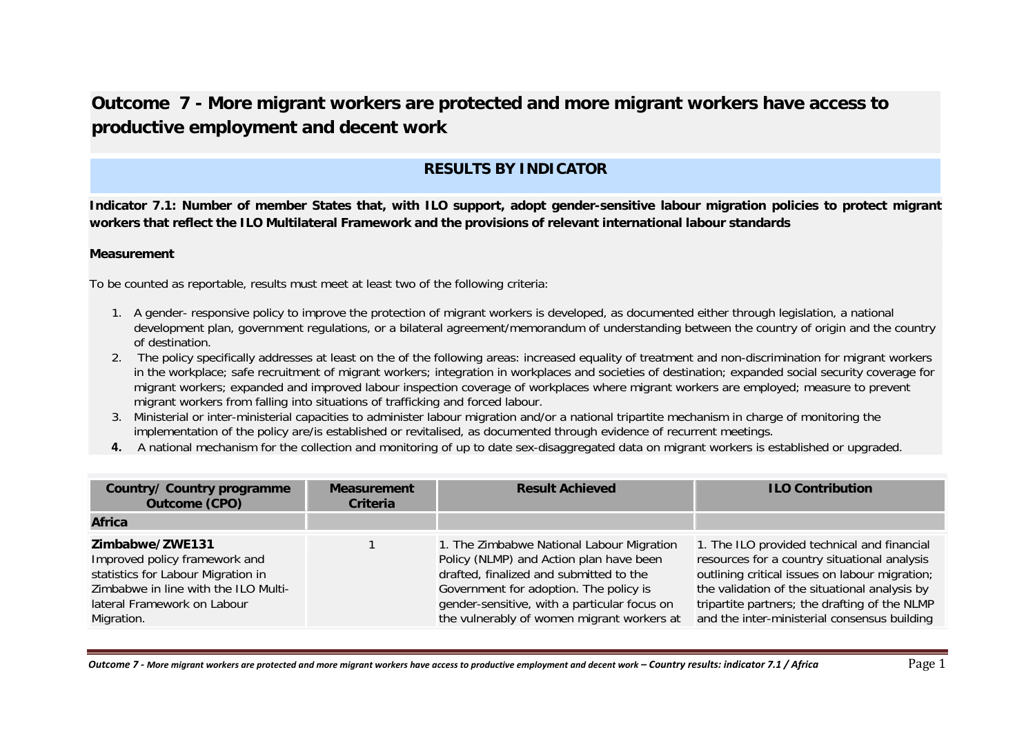# Outcome 7 - More migrant workers are protected and more migrant workers have access to productive employment and decent work

## RESULTS BY INDICATOR

**Indicator 7.1: Number of member States that, with ILO support, adopt gender-sensitive labour migration policies to protect migrant workers that reflect the ILO Multilateral Framework and the provisions of relevant international labour standards**

**Measurement**

To be counted as reportable, results must meet at least two of the following criteria:

1. A gender- responsive policy to improve the protection of migrant workers is developed, as documented either through legislation, a national development plan, government regulations, or a bilateral agreement/memorandum of understanding between the country of origin and the country of destination.
2. The policy specifically addresses at least on the of the following areas: increased equality of treatment and non-discrimination for migrant workers in the workplace; safe recruitment of migrant workers; integration in workplaces and societies of destination; expanded social security coverage for migrant workers; expanded and improved labour inspection coverage of workplaces where migrant workers are employed; measure to prevent migrant workers from falling into situations of trafficking and forced labour.
3. Ministerial or inter-ministerial capacities to administer labour migration and/or a national tripartite mechanism in charge of monitoring the implementation of the policy are/is established or revitalised, as documented through evidence of recurrent meetings.
4. A national mechanism for the collection and monitoring of up to date sex-disaggregated data on migrant workers is established or upgraded.

| Country/ Country programme Outcome (CPO) | Measurement Criteria | Result Achieved | ILO Contribution |
|---|---|---|---|
| **Africa** | | | |
| **Zimbabwe/ZWE131**<br>Improved policy framework and statistics for Labour Migration in Zimbabwe in line with the ILO Multi-lateral Framework on Labour Migration. | 1 | 1. The Zimbabwe National Labour Migration Policy (NLMP) and Action plan have been drafted, finalized and submitted to the Government for adoption. The policy is gender-sensitive, with a particular focus on the vulnerably of women migrant workers at | 1. The ILO provided technical and financial resources for a country situational analysis outlining critical issues on labour migration; the validation of the situational analysis by tripartite partners; the drafting of the NLMP and the inter-ministerial consensus building |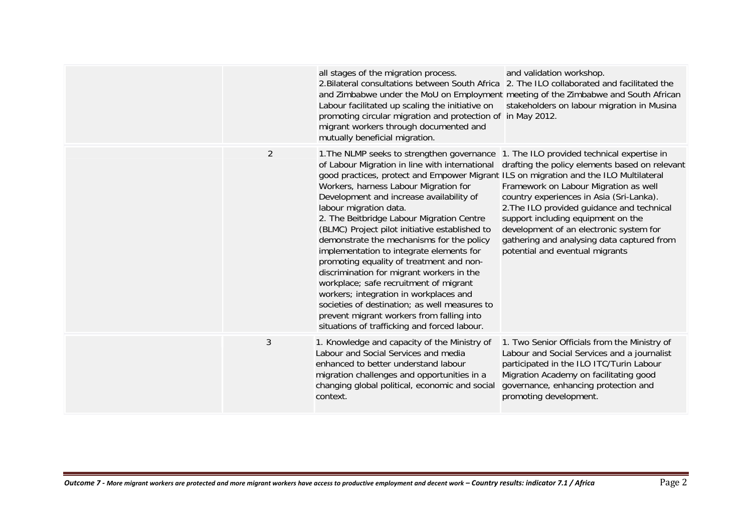| | | | |
|---|---|---|---|
| | | all stages of the migration process.<br>2.Bilateral consultations between South Africa and Zimbabwe under the MoU on Employment Labour facilitated up scaling the initiative on promoting circular migration and protection of migrant workers through documented and mutually beneficial migration. | and validation workshop.<br>2. The ILO collaborated and facilitated the meeting of the Zimbabwe and South African stakeholders on labour migration in Musina in May 2012. |
| | 2 | 1.The NLMP seeks to strengthen governance of Labour Migration in line with international good practices, protect and Empower Migrant Workers, harness Labour Migration for Development and increase availability of labour migration data.<br>2. The Beitbridge Labour Migration Centre (BLMC) Project pilot initiative established to demonstrate the mechanisms for the policy implementation to integrate elements for promoting equality of treatment and non-discrimination for migrant workers in the workplace; safe recruitment of migrant workers; integration in workplaces and societies of destination; as well measures to prevent migrant workers from falling into situations of trafficking and forced labour. | 1. The ILO provided technical expertise in drafting the policy elements based on relevant ILS on migration and the ILO Multilateral Framework on Labour Migration as well country experiences in Asia (Sri-Lanka).<br>2.The ILO provided guidance and technical support including equipment on the development of an electronic system for gathering and analysing data captured from potential and eventual migrants |
| | 3 | 1. Knowledge and capacity of the Ministry of Labour and Social Services and media enhanced to better understand labour migration challenges and opportunities in a changing global political, economic and social context. | 1. Two Senior Officials from the Ministry of Labour and Social Services and a journalist participated in the ILO ITC/Turin Labour Migration Academy on facilitating good governance, enhancing protection and promoting development. |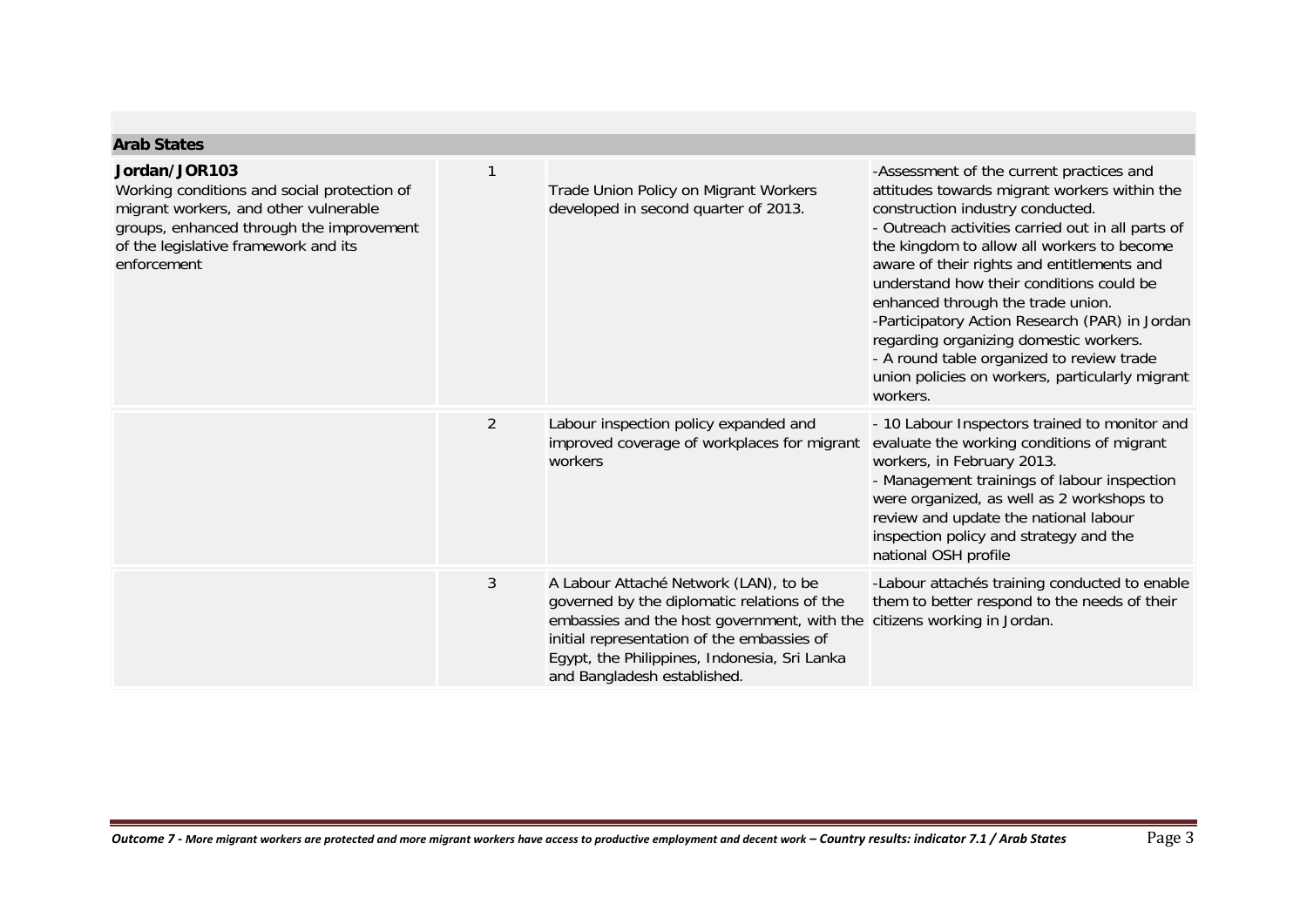| Arab States | | | |
|---|---|---|---|
| **Jordan/JOR103**<br>Working conditions and social protection of migrant workers, and other vulnerable groups, enhanced through the improvement of the legislative framework and its enforcement | 1 | Trade Union Policy on Migrant Workers developed in second quarter of 2013. | -Assessment of the current practices and attitudes towards migrant workers within the construction industry conducted.<br>- Outreach activities carried out in all parts of the kingdom to allow all workers to become aware of their rights and entitlements and understand how their conditions could be enhanced through the trade union.<br>-Participatory Action Research (PAR) in Jordan regarding organizing domestic workers.<br>- A round table organized to review trade union policies on workers, particularly migrant workers. |
| | 2 | Labour inspection policy expanded and improved coverage of workplaces for migrant workers | - 10 Labour Inspectors trained to monitor and evaluate the working conditions of migrant workers, in February 2013.<br>- Management trainings of labour inspection were organized, as well as 2 workshops to review and update the national labour inspection policy and strategy and the national OSH profile |
| | 3 | A Labour Attaché Network (LAN), to be governed by the diplomatic relations of the embassies and the host government, with the initial representation of the embassies of Egypt, the Philippines, Indonesia, Sri Lanka and Bangladesh established. | -Labour attachés training conducted to enable them to better respond to the needs of their citizens working in Jordan. |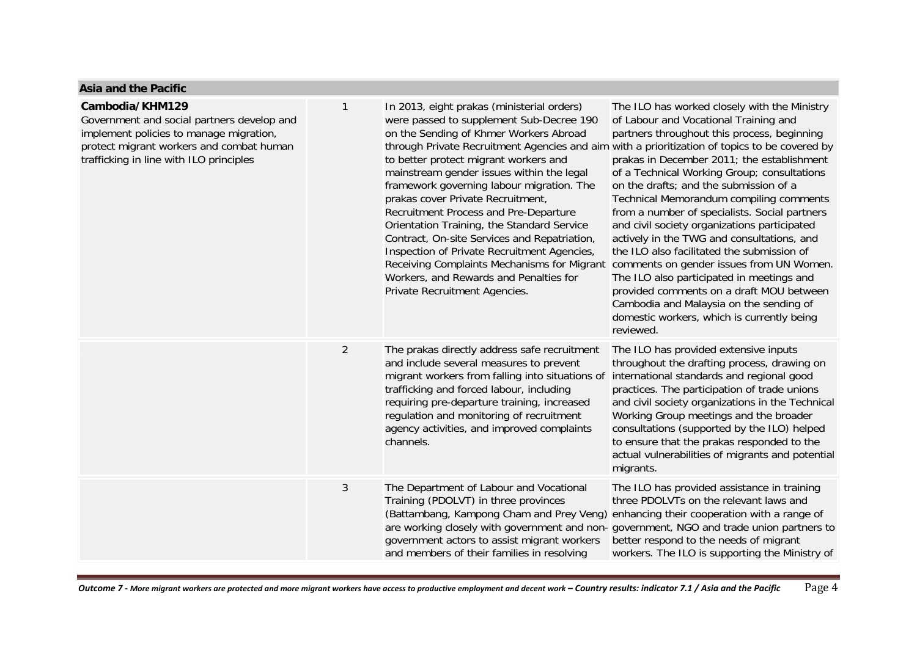| Asia and the Pacific | | | |
|---|---|---|---|
| **Cambodia/KHM129**<br>Government and social partners develop and implement policies to manage migration, protect migrant workers and combat human trafficking in line with ILO principles | 1 | In 2013, eight prakas (ministerial orders) were passed to supplement Sub-Decree 190 on the Sending of Khmer Workers Abroad through Private Recruitment Agencies and aim to better protect migrant workers and mainstream gender issues within the legal framework governing labour migration. The prakas cover Private Recruitment, Recruitment Process and Pre-Departure Orientation Training, the Standard Service Contract, On-site Services and Repatriation, Inspection of Private Recruitment Agencies, Receiving Complaints Mechanisms for Migrant Workers, and Rewards and Penalties for Private Recruitment Agencies. | The ILO has worked closely with the Ministry of Labour and Vocational Training and partners throughout this process, beginning with a prioritization of topics to be covered by prakas in December 2011; the establishment of a Technical Working Group; consultations on the drafts; and the submission of a Technical Memorandum compiling comments from a number of specialists. Social partners and civil society organizations participated actively in the TWG and consultations, and the ILO also facilitated the submission of comments on gender issues from UN Women. The ILO also participated in meetings and provided comments on a draft MOU between Cambodia and Malaysia on the sending of domestic workers, which is currently being reviewed. |
| | 2 | The prakas directly address safe recruitment and include several measures to prevent migrant workers from falling into situations of trafficking and forced labour, including requiring pre-departure training, increased regulation and monitoring of recruitment agency activities, and improved complaints channels. | The ILO has provided extensive inputs throughout the drafting process, drawing on international standards and regional good practices. The participation of trade unions and civil society organizations in the Technical Working Group meetings and the broader consultations (supported by the ILO) helped to ensure that the prakas responded to the actual vulnerabilities of migrants and potential migrants. |
| | 3 | The Department of Labour and Vocational Training (PDOLVT) in three provinces (Battambang, Kampong Cham and Prey Veng) are working closely with government and non-government actors to assist migrant workers and members of their families in resolving | The ILO has provided assistance in training three PDOLVTs on the relevant laws and enhancing their cooperation with a range of government, NGO and trade union partners to better respond to the needs of migrant workers. The ILO is supporting the Ministry of |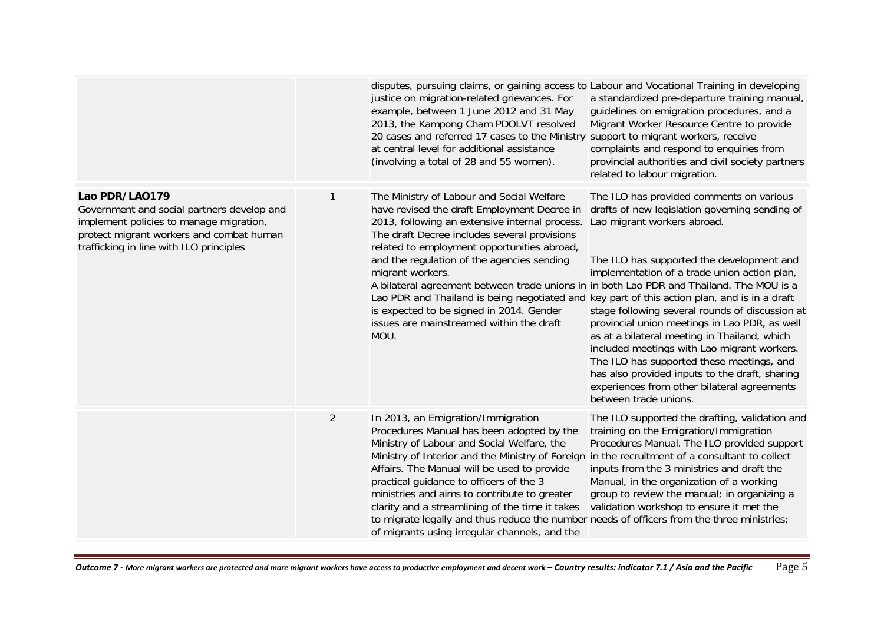| | | | |
|---|---|---|---|
| | | disputes, pursuing claims, or gaining access to justice on migration-related grievances. For example, between 1 June 2012 and 31 May 2013, the Kampong Cham PDOLVT resolved 20 cases and referred 17 cases to the Ministry at central level for additional assistance (involving a total of 28 and 55 women). | Labour and Vocational Training in developing a standardized pre-departure training manual, guidelines on emigration procedures, and a Migrant Worker Resource Centre to provide support to migrant workers, receive complaints and respond to enquiries from provincial authorities and civil society partners related to labour migration. |
| **Lao PDR/LAO179**<br>Government and social partners develop and implement policies to manage migration, protect migrant workers and combat human trafficking in line with ILO principles | 1 | The Ministry of Labour and Social Welfare have revised the draft Employment Decree in 2013, following an extensive internal process. The draft Decree includes several provisions related to employment opportunities abroad, and the regulation of the agencies sending migrant workers.<br>A bilateral agreement between trade unions in Lao PDR and Thailand is being negotiated and is expected to be signed in 2014. Gender issues are mainstreamed within the draft MOU. | The ILO has provided comments on various drafts of new legislation governing sending of Lao migrant workers abroad.<br><br>The ILO has supported the development and implementation of a trade union action plan, in both Lao PDR and Thailand. The MOU is a key part of this action plan, and is in a draft stage following several rounds of discussion at provincial union meetings in Lao PDR, as well as at a bilateral meeting in Thailand, which included meetings with Lao migrant workers. The ILO has supported these meetings, and has also provided inputs to the draft, sharing experiences from other bilateral agreements between trade unions. |
| | 2 | In 2013, an Emigration/Immigration Procedures Manual has been adopted by the Ministry of Labour and Social Welfare, the Ministry of Interior and the Ministry of Foreign Affairs. The Manual will be used to provide practical guidance to officers of the 3 ministries and aims to contribute to greater clarity and a streamlining of the time it takes to migrate legally and thus reduce the number of migrants using irregular channels, and the | The ILO supported the drafting, validation and training on the Emigration/Immigration Procedures Manual. The ILO provided support in the recruitment of a consultant to collect inputs from the 3 ministries and draft the Manual, in the organization of a working group to review the manual; in organizing a validation workshop to ensure it met the needs of officers from the three ministries; |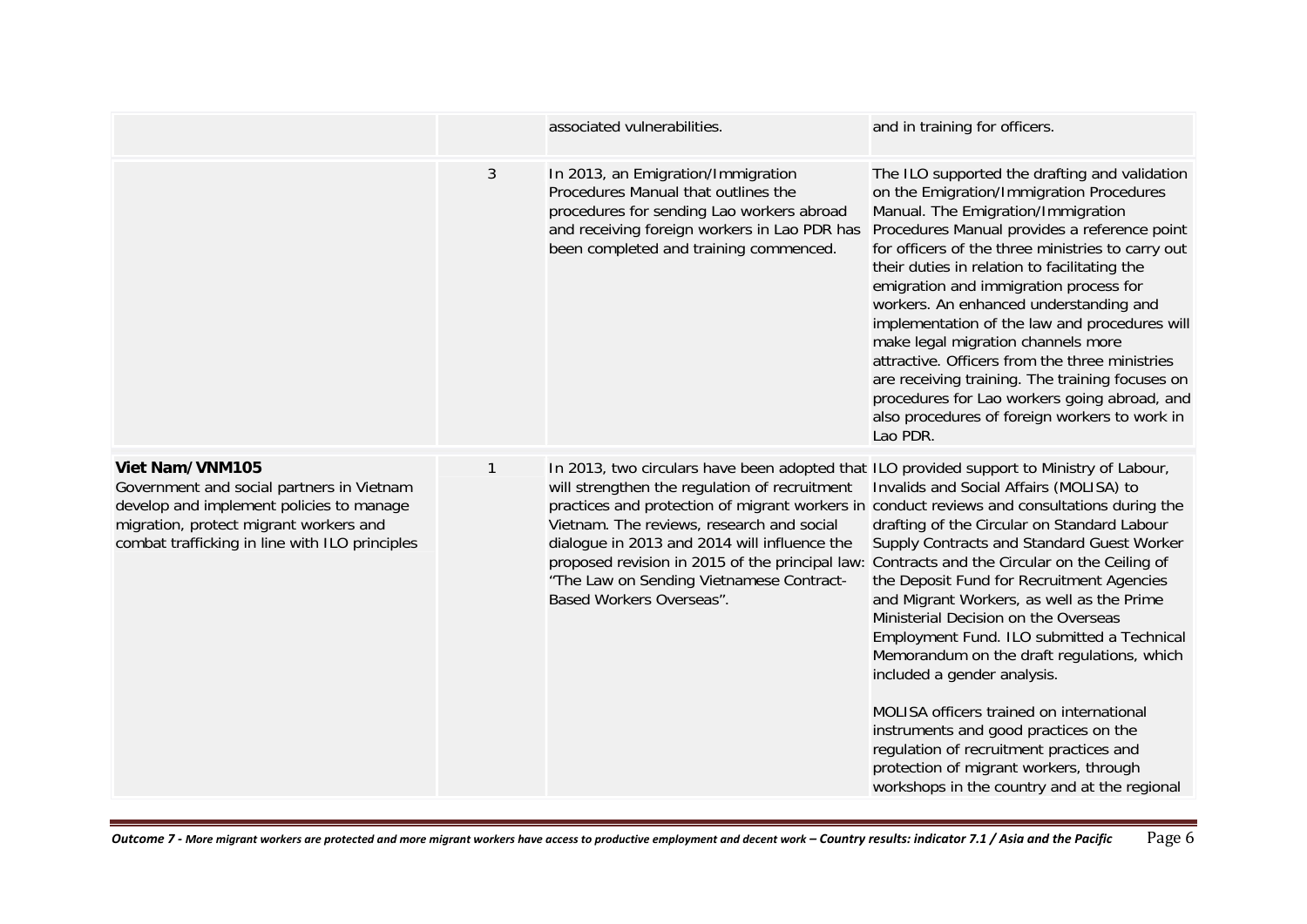|  |  |  |  |
|---|---|---|---|
|  |  | associated vulnerabilities. | and in training for officers. |
|  | 3 | In 2013, an Emigration/Immigration Procedures Manual that outlines the procedures for sending Lao workers abroad and receiving foreign workers in Lao PDR has been completed and training commenced. | The ILO supported the drafting and validation on the Emigration/Immigration Procedures Manual. The Emigration/Immigration Procedures Manual provides a reference point for officers of the three ministries to carry out their duties in relation to facilitating the emigration and immigration process for workers. An enhanced understanding and implementation of the law and procedures will make legal migration channels more attractive. Officers from the three ministries are receiving training. The training focuses on procedures for Lao workers going abroad, and also procedures of foreign workers to work in Lao PDR. |
| **Viet Nam/VNM105**<br>Government and social partners in Vietnam develop and implement policies to manage migration, protect migrant workers and combat trafficking in line with ILO principles | 1 | In 2013, two circulars have been adopted that will strengthen the regulation of recruitment practices and protection of migrant workers in Vietnam. The reviews, research and social dialogue in 2013 and 2014 will influence the proposed revision in 2015 of the principal law: "The Law on Sending Vietnamese Contract-Based Workers Overseas". | ILO provided support to Ministry of Labour, Invalids and Social Affairs (MOLISA) to conduct reviews and consultations during the drafting of the Circular on Standard Labour Supply Contracts and Standard Guest Worker Contracts and the Circular on the Ceiling of the Deposit Fund for Recruitment Agencies and Migrant Workers, as well as the Prime Ministerial Decision on the Overseas Employment Fund. ILO submitted a Technical Memorandum on the draft regulations, which included a gender analysis.<br><br>MOLISA officers trained on international instruments and good practices on the regulation of recruitment practices and protection of migrant workers, through workshops in the country and at the regional |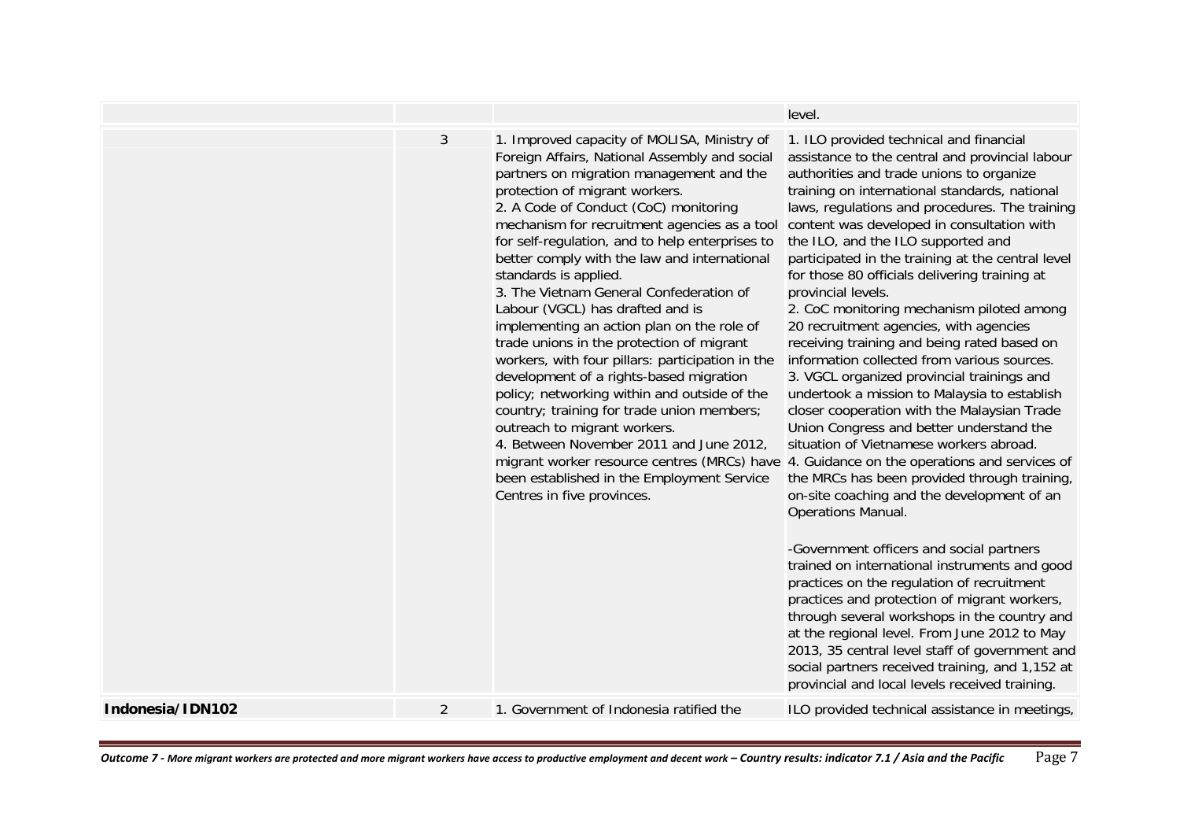| | | | |
|---|---|---|---|
| | | | level. |
| | 3 | 1. Improved capacity of MOLISA, Ministry of Foreign Affairs, National Assembly and social partners on migration management and the protection of migrant workers.<br>2. A Code of Conduct (CoC) monitoring mechanism for recruitment agencies as a tool for self-regulation, and to help enterprises to better comply with the law and international standards is applied.<br>3. The Vietnam General Confederation of Labour (VGCL) has drafted and is implementing an action plan on the role of trade unions in the protection of migrant workers, with four pillars: participation in the development of a rights-based migration policy; networking within and outside of the country; training for trade union members; outreach to migrant workers.<br>4. Between November 2011 and June 2012, migrant worker resource centres (MRCs) have been established in the Employment Service Centres in five provinces. | 1. ILO provided technical and financial assistance to the central and provincial labour authorities and trade unions to organize training on international standards, national laws, regulations and procedures. The training content was developed in consultation with the ILO, and the ILO supported and participated in the training at the central level for those 80 officials delivering training at provincial levels.<br>2. CoC monitoring mechanism piloted among 20 recruitment agencies, with agencies receiving training and being rated based on information collected from various sources.<br>3. VGCL organized provincial trainings and undertook a mission to Malaysia to establish closer cooperation with the Malaysian Trade Union Congress and better understand the situation of Vietnamese workers abroad.<br>4. Guidance on the operations and services of the MRCs has been provided through training, on-site coaching and the development of an Operations Manual.<br><br>-Government officers and social partners trained on international instruments and good practices on the regulation of recruitment practices and protection of migrant workers, through several workshops in the country and at the regional level. From June 2012 to May 2013, 35 central level staff of government and social partners received training, and 1,152 at provincial and local levels received training. |
| **Indonesia/IDN102** | 2 | 1. Government of Indonesia ratified the | ILO provided technical assistance in meetings, |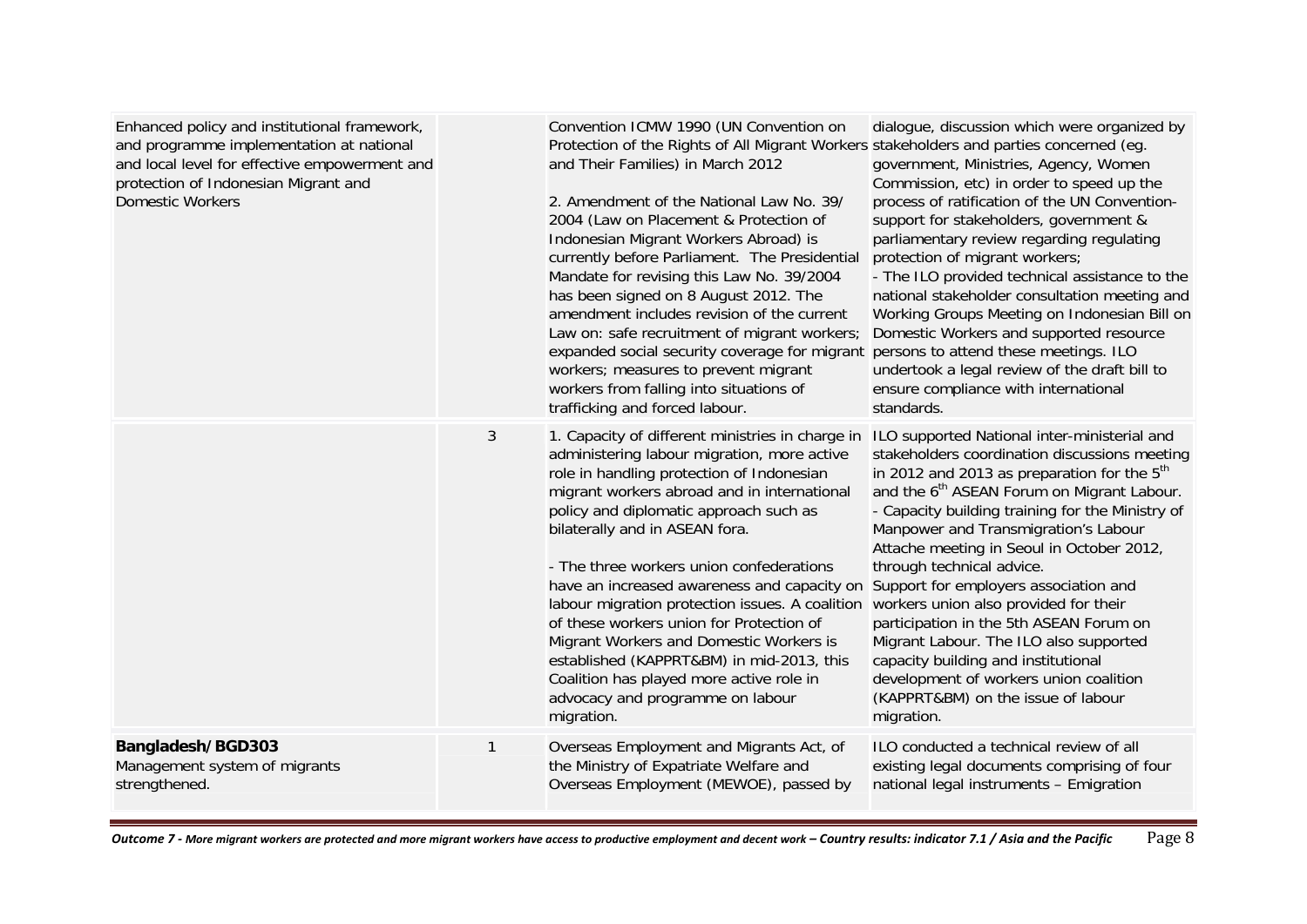| | | | |
|---|---|---|---|
| Enhanced policy and institutional framework, and programme implementation at national and local level for effective empowerment and protection of Indonesian Migrant and Domestic Workers | | Convention ICMW 1990 (UN Convention on Protection of the Rights of All Migrant Workers and Their Families) in March 2012<br><br>2. Amendment of the National Law No. 39/ 2004 (Law on Placement & Protection of Indonesian Migrant Workers Abroad) is currently before Parliament. The Presidential Mandate for revising this Law No. 39/2004 has been signed on 8 August 2012. The amendment includes revision of the current Law on: safe recruitment of migrant workers; expanded social security coverage for migrant workers; measures to prevent migrant workers from falling into situations of trafficking and forced labour. | dialogue, discussion which were organized by stakeholders and parties concerned (eg. government, Ministries, Agency, Women Commission, etc) in order to speed up the process of ratification of the UN Convention-support for stakeholders, government & parliamentary review regarding regulating protection of migrant workers;<br>- The ILO provided technical assistance to the national stakeholder consultation meeting and Working Groups Meeting on Indonesian Bill on Domestic Workers and supported resource persons to attend these meetings. ILO undertook a legal review of the draft bill to ensure compliance with international standards. |
| | 3 | 1. Capacity of different ministries in charge in administering labour migration, more active role in handling protection of Indonesian migrant workers abroad and in international policy and diplomatic approach such as bilaterally and in ASEAN fora.<br><br>- The three workers union confederations have an increased awareness and capacity on labour migration protection issues. A coalition of these workers union for Protection of Migrant Workers and Domestic Workers is established (KAPPRT&BM) in mid-2013, this Coalition has played more active role in advocacy and programme on labour migration. | ILO supported National inter-ministerial and stakeholders coordination discussions meeting in 2012 and 2013 as preparation for the 5th and the 6th ASEAN Forum on Migrant Labour.<br>- Capacity building training for the Ministry of Manpower and Transmigration's Labour Attache meeting in Seoul in October 2012, through technical advice.<br>Support for employers association and workers union also provided for their participation in the 5th ASEAN Forum on Migrant Labour. The ILO also supported capacity building and institutional development of workers union coalition (KAPPRT&BM) on the issue of labour migration. |
| **Bangladesh/BGD303**<br>Management system of migrants strengthened. | 1 | Overseas Employment and Migrants Act, of the Ministry of Expatriate Welfare and Overseas Employment (MEWOE), passed by | ILO conducted a technical review of all existing legal documents comprising of four national legal instruments – Emigration |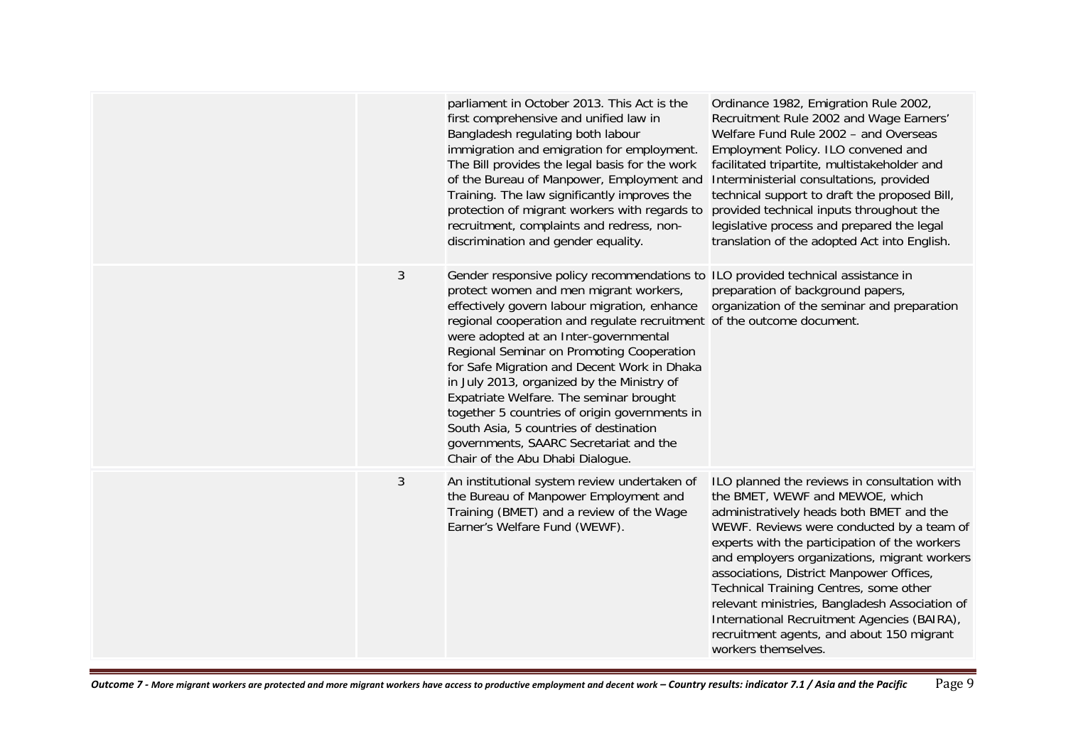| | | | |
|---|---|---|---|
| | | parliament in October 2013. This Act is the first comprehensive and unified law in Bangladesh regulating both labour immigration and emigration for employment. The Bill provides the legal basis for the work of the Bureau of Manpower, Employment and Training. The law significantly improves the protection of migrant workers with regards to recruitment, complaints and redress, non-discrimination and gender equality. | Ordinance 1982, Emigration Rule 2002, Recruitment Rule 2002 and Wage Earners' Welfare Fund Rule 2002 – and Overseas Employment Policy. ILO convened and facilitated tripartite, multistakeholder and Interministerial consultations, provided technical support to draft the proposed Bill, provided technical inputs throughout the legislative process and prepared the legal translation of the adopted Act into English. |
| | 3 | Gender responsive policy recommendations to protect women and men migrant workers, effectively govern labour migration, enhance regional cooperation and regulate recruitment were adopted at an Inter-governmental Regional Seminar on Promoting Cooperation for Safe Migration and Decent Work in Dhaka in July 2013, organized by the Ministry of Expatriate Welfare. The seminar brought together 5 countries of origin governments in South Asia, 5 countries of destination governments, SAARC Secretariat and the Chair of the Abu Dhabi Dialogue. | ILO provided technical assistance in preparation of background papers, organization of the seminar and preparation of the outcome document. |
| | 3 | An institutional system review undertaken of the Bureau of Manpower Employment and Training (BMET) and a review of the Wage Earner's Welfare Fund (WEWF). | ILO planned the reviews in consultation with the BMET, WEWF and MEWOE, which administratively heads both BMET and the WEWF. Reviews were conducted by a team of experts with the participation of the workers and employers organizations, migrant workers associations, District Manpower Offices, Technical Training Centres, some other relevant ministries, Bangladesh Association of International Recruitment Agencies (BAIRA), recruitment agents, and about 150 migrant workers themselves. |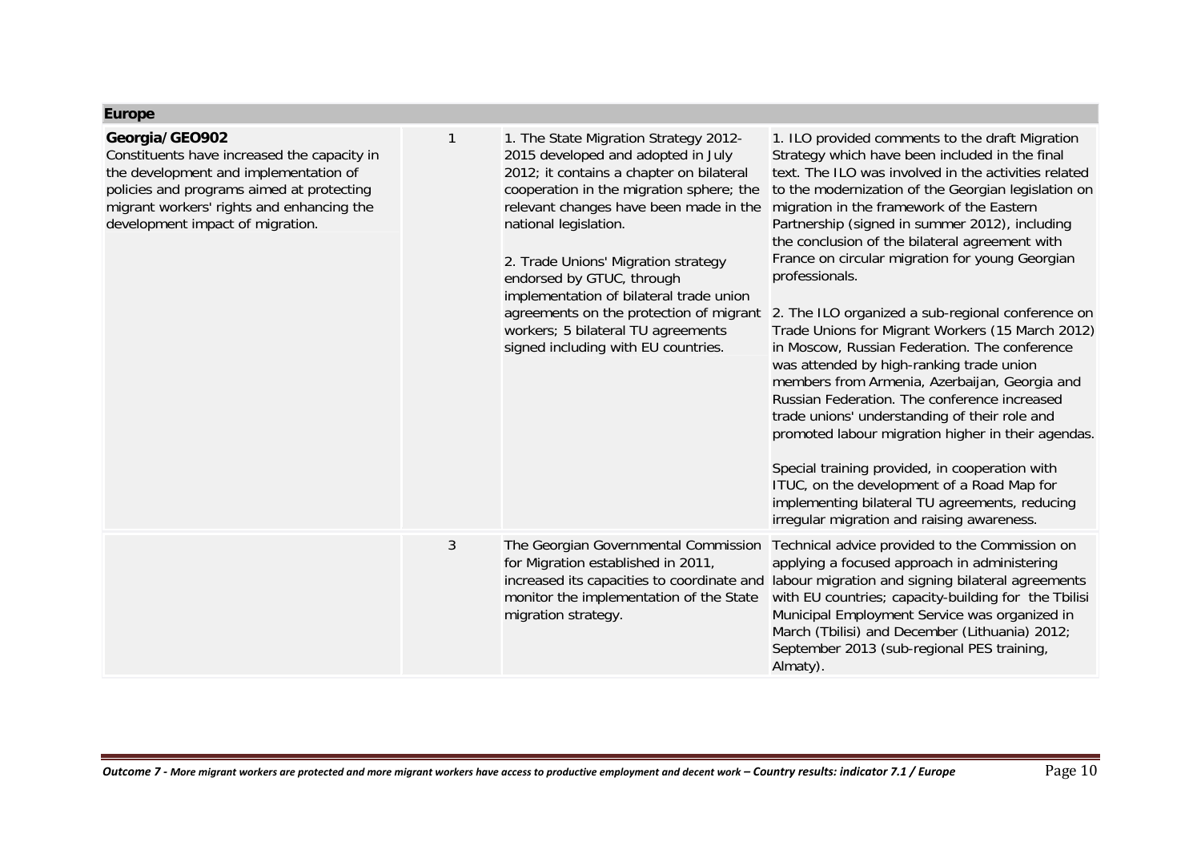**Europe**

| | | | |
|---|---|---|---|
| **Georgia/GEO902**<br>Constituents have increased the capacity in the development and implementation of policies and programs aimed at protecting migrant workers' rights and enhancing the development impact of migration. | 1 | 1. The State Migration Strategy 2012-2015 developed and adopted in July 2012; it contains a chapter on bilateral cooperation in the migration sphere; the relevant changes have been made in the national legislation.<br><br>2. Trade Unions' Migration strategy endorsed by GTUC, through implementation of bilateral trade union agreements on the protection of migrant workers; 5 bilateral TU agreements signed including with EU countries. | 1. ILO provided comments to the draft Migration Strategy which have been included in the final text. The ILO was involved in the activities related to the modernization of the Georgian legislation on migration in the framework of the Eastern Partnership (signed in summer 2012), including the conclusion of the bilateral agreement with France on circular migration for young Georgian professionals.<br><br>2. The ILO organized a sub-regional conference on Trade Unions for Migrant Workers (15 March 2012) in Moscow, Russian Federation. The conference was attended by high-ranking trade union members from Armenia, Azerbaijan, Georgia and Russian Federation. The conference increased trade unions' understanding of their role and promoted labour migration higher in their agendas.<br><br>Special training provided, in cooperation with ITUC, on the development of a Road Map for implementing bilateral TU agreements, reducing irregular migration and raising awareness. |
| | 3 | The Georgian Governmental Commission for Migration established in 2011, increased its capacities to coordinate and monitor the implementation of the State migration strategy. | Technical advice provided to the Commission on applying a focused approach in administering labour migration and signing bilateral agreements with EU countries; capacity-building for the Tbilisi Municipal Employment Service was organized in March (Tbilisi) and December (Lithuania) 2012; September 2013 (sub-regional PES training, Almaty). |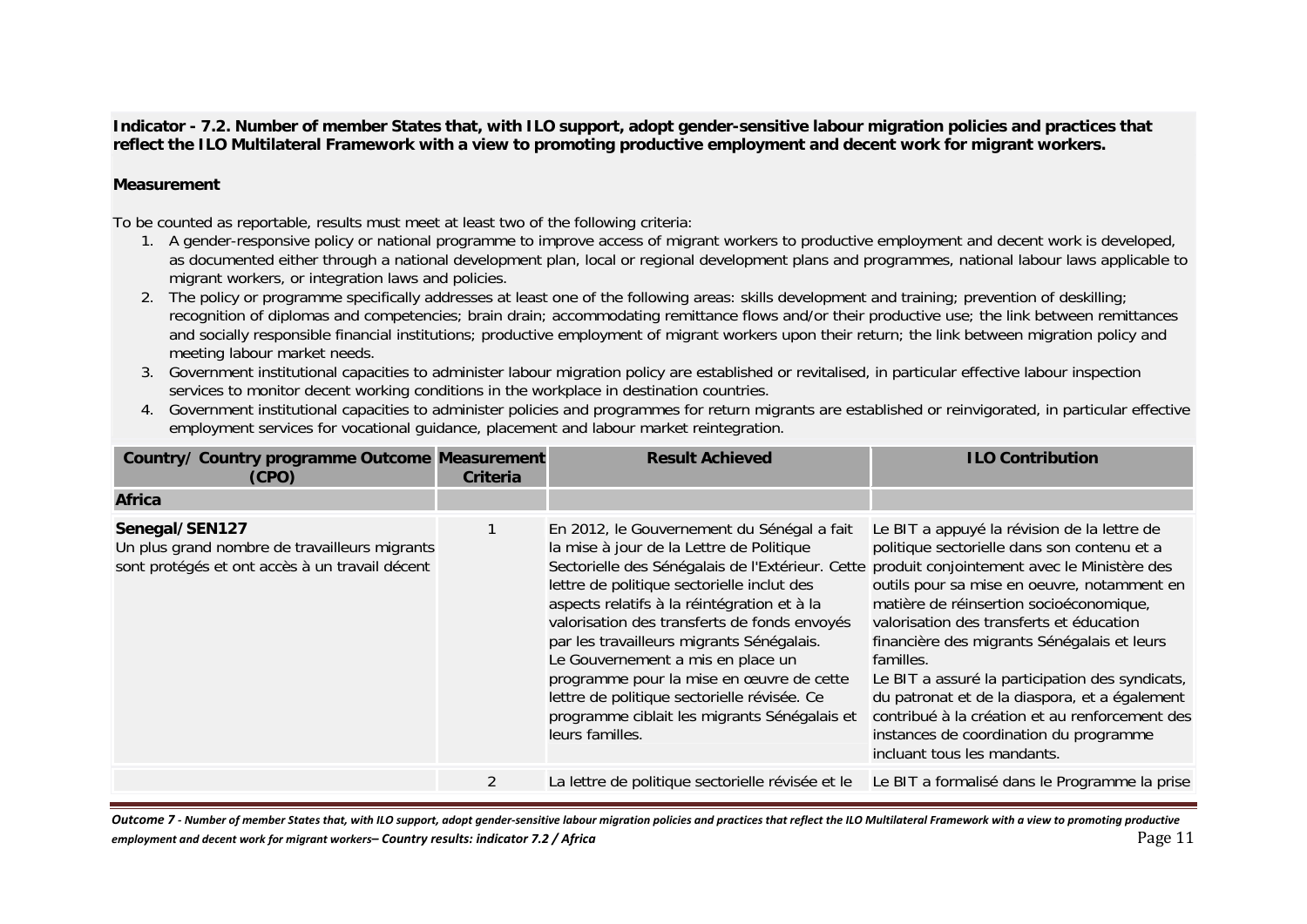**Indicator - 7.2. Number of member States that, with ILO support, adopt gender-sensitive labour migration policies and practices that reflect the ILO Multilateral Framework with a view to promoting productive employment and decent work for migrant workers.**

**Measurement**

To be counted as reportable, results must meet at least two of the following criteria:

1. A gender-responsive policy or national programme to improve access of migrant workers to productive employment and decent work is developed, as documented either through a national development plan, local or regional development plans and programmes, national labour laws applicable to migrant workers, or integration laws and policies.
2. The policy or programme specifically addresses at least one of the following areas: skills development and training; prevention of deskilling; recognition of diplomas and competencies; brain drain; accommodating remittance flows and/or their productive use; the link between remittances and socially responsible financial institutions; productive employment of migrant workers upon their return; the link between migration policy and meeting labour market needs.
3. Government institutional capacities to administer labour migration policy are established or revitalised, in particular effective labour inspection services to monitor decent working conditions in the workplace in destination countries.
4. Government institutional capacities to administer policies and programmes for return migrants are established or reinvigorated, in particular effective employment services for vocational guidance, placement and labour market reintegration.

| Country/ Country programme Outcome (CPO) | Measurement Criteria | Result Achieved | ILO Contribution |
|---|---|---|---|
| **Africa** | | | |
| **Senegal/SEN127**<br>Un plus grand nombre de travailleurs migrants sont protégés et ont accès à un travail décent | 1 | En 2012, le Gouvernement du Sénégal a fait la mise à jour de la Lettre de Politique Sectorielle des Sénégalais de l'Extérieur. Cette lettre de politique sectorielle inclut des aspects relatifs à la réintégration et à la valorisation des transferts de fonds envoyés par les travailleurs migrants Sénégalais.<br>Le Gouvernement a mis en place un programme pour la mise en œuvre de cette lettre de politique sectorielle révisée. Ce programme ciblait les migrants Sénégalais et leurs familles. | Le BIT a appuyé la révision de la lettre de politique sectorielle dans son contenu et a produit conjointement avec le Ministère des outils pour sa mise en oeuvre, notamment en matière de réinsertion socioéconomique, valorisation des transferts et éducation financière des migrants Sénégalais et leurs familles.<br>Le BIT a assuré la participation des syndicats, du patronat et de la diaspora, et a également contribué à la création et au renforcement des instances de coordination du programme incluant tous les mandants. |
| | 2 | La lettre de politique sectorielle révisée et le | Le BIT a formalisé dans le Programme la prise |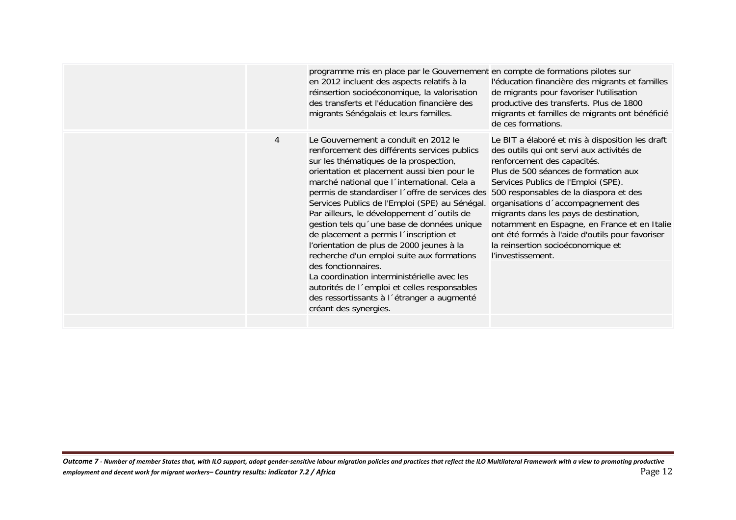|  |  |  |  |
|---|---|---|---|
|  |  | programme mis en place par le Gouvernement en 2012 incluent des aspects relatifs à la réinsertion socioéconomique, la valorisation des transferts et l'éducation financière des migrants Sénégalais et leurs familles. | en compte de formations pilotes sur l'éducation financière des migrants et familles de migrants pour favoriser l'utilisation productive des transferts. Plus de 1800 migrants et familles de migrants ont bénéficié de ces formations. |
|  | 4 | Le Gouvernement a conduit en 2012 le renforcement des différents services publics sur les thématiques de la prospection, orientation et placement aussi bien pour le marché national que l´international. Cela a permis de standardiser l´offre de services des Services Publics de l'Emploi (SPE) au Sénégal. Par ailleurs, le développement d´outils de gestion tels qu´une base de données unique de placement a permis l´inscription et l'orientation de plus de 2000 jeunes à la recherche d'un emploi suite aux formations des fonctionnaires.<br>La coordination interministérielle avec les autorités de l´emploi et celles responsables des ressortissants à l´étranger a augmenté créant des synergies. | Le BIT a élaboré et mis à disposition les draft des outils qui ont servi aux activités de renforcement des capacités.<br>Plus de 500 séances de formation aux Services Publics de l'Emploi (SPE).<br>500 responsables de la diaspora et des organisations d´accompagnement des migrants dans les pays de destination, notamment en Espagne, en France et en Italie ont été formés à l'aide d'outils pour favoriser la reinsertion socioéconomique et l'investissement. |
|  |  |  |  |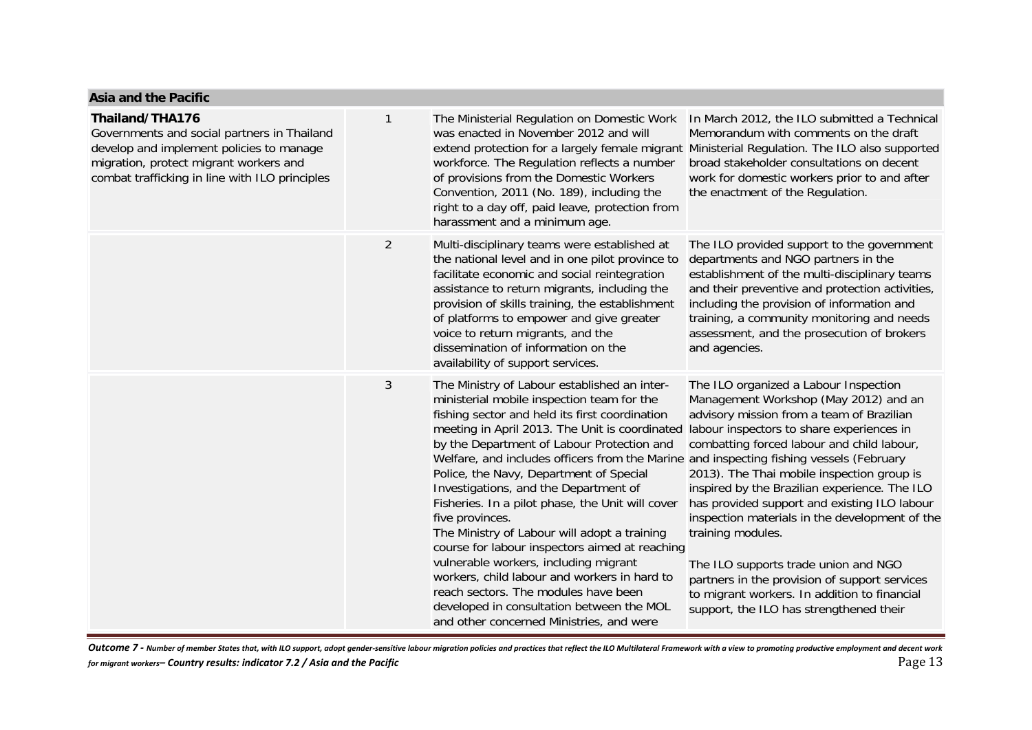## Asia and the Pacific

| | | | |
|---|---|---|---|
| **Thailand/THA176** Governments and social partners in Thailand develop and implement policies to manage migration, protect migrant workers and combat trafficking in line with ILO principles | 1 | The Ministerial Regulation on Domestic Work was enacted in November 2012 and will extend protection for a largely female migrant workforce. The Regulation reflects a number of provisions from the Domestic Workers Convention, 2011 (No. 189), including the right to a day off, paid leave, protection from harassment and a minimum age. | In March 2012, the ILO submitted a Technical Memorandum with comments on the draft Ministerial Regulation. The ILO also supported broad stakeholder consultations on decent work for domestic workers prior to and after the enactment of the Regulation. |
| | 2 | Multi-disciplinary teams were established at the national level and in one pilot province to facilitate economic and social reintegration assistance to return migrants, including the provision of skills training, the establishment of platforms to empower and give greater voice to return migrants, and the dissemination of information on the availability of support services. | The ILO provided support to the government departments and NGO partners in the establishment of the multi-disciplinary teams and their preventive and protection activities, including the provision of information and training, a community monitoring and needs assessment, and the prosecution of brokers and agencies. |
| | 3 | The Ministry of Labour established an inter-ministerial mobile inspection team for the fishing sector and held its first coordination meeting in April 2013. The Unit is coordinated by the Department of Labour Protection and Welfare, and includes officers from the Marine Police, the Navy, Department of Special Investigations, and the Department of Fisheries. In a pilot phase, the Unit will cover five provinces.<br>The Ministry of Labour will adopt a training course for labour inspectors aimed at reaching vulnerable workers, including migrant workers, child labour and workers in hard to reach sectors. The modules have been developed in consultation between the MOL and other concerned Ministries, and were | The ILO organized a Labour Inspection Management Workshop (May 2012) and an advisory mission from a team of Brazilian labour inspectors to share experiences in combatting forced labour and child labour, and inspecting fishing vessels (February 2013). The Thai mobile inspection group is inspired by the Brazilian experience. The ILO has provided support and existing ILO labour inspection materials in the development of the training modules.<br><br>The ILO supports trade union and NGO partners in the provision of support services to migrant workers. In addition to financial support, the ILO has strengthened their |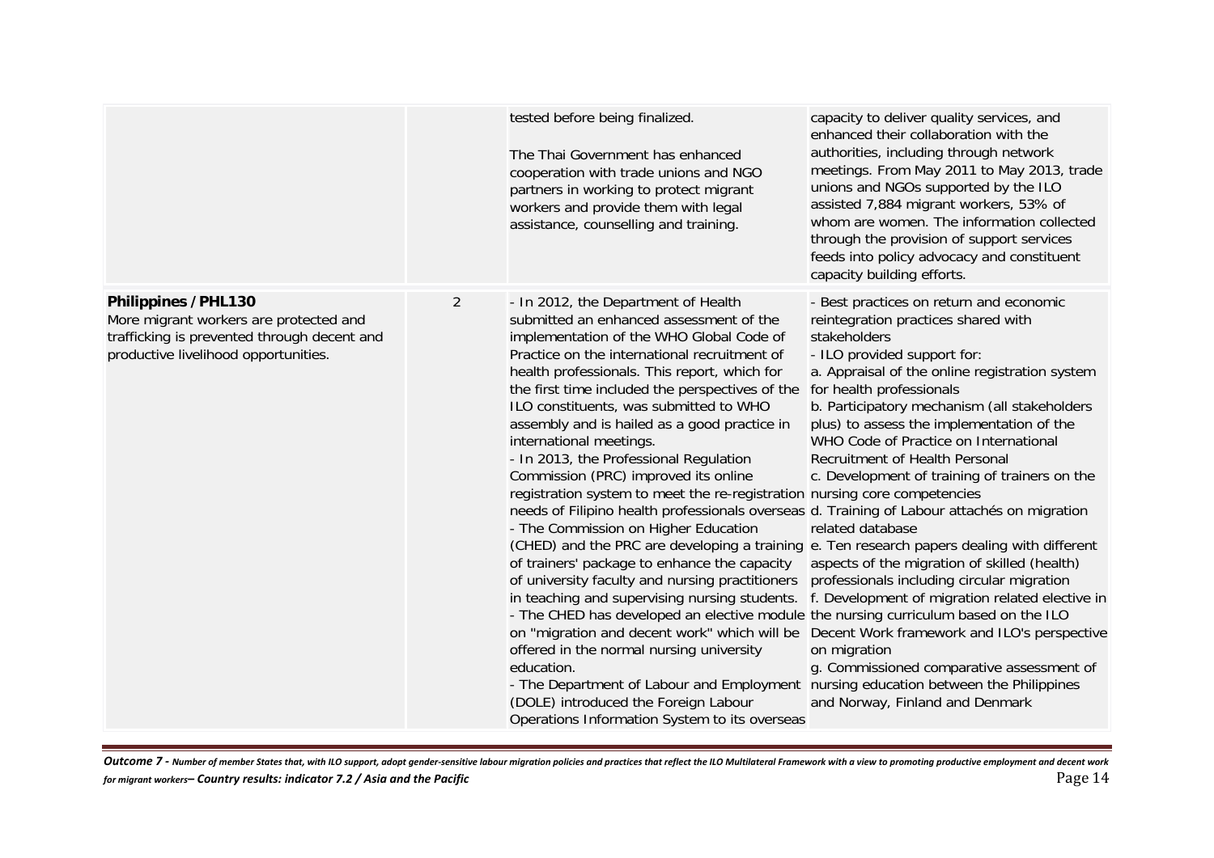| | | | |
|---|---|---|---|
| | | tested before being finalized.<br><br>The Thai Government has enhanced cooperation with trade unions and NGO partners in working to protect migrant workers and provide them with legal assistance, counselling and training. | capacity to deliver quality services, and enhanced their collaboration with the authorities, including through network meetings. From May 2011 to May 2013, trade unions and NGOs supported by the ILO assisted 7,884 migrant workers, 53% of whom are women. The information collected through the provision of support services feeds into policy advocacy and constituent capacity building efforts. |
| **Philippines / PHL130**<br>More migrant workers are protected and trafficking is prevented through decent and productive livelihood opportunities. | 2 | - In 2012, the Department of Health submitted an enhanced assessment of the implementation of the WHO Global Code of Practice on the international recruitment of health professionals. This report, which for the first time included the perspectives of the ILO constituents, was submitted to WHO assembly and is hailed as a good practice in international meetings.<br>- In 2013, the Professional Regulation Commission (PRC) improved its online registration system to meet the re-registration needs of Filipino health professionals overseas<br>- The Commission on Higher Education (CHED) and the PRC are developing a training of trainers' package to enhance the capacity of university faculty and nursing practitioners in teaching and supervising nursing students.<br>- The CHED has developed an elective module on "migration and decent work" which will be offered in the normal nursing university education.<br>- The Department of Labour and Employment (DOLE) introduced the Foreign Labour Operations Information System to its overseas | - Best practices on return and economic reintegration practices shared with stakeholders<br>- ILO provided support for:<br>a. Appraisal of the online registration system for health professionals<br>b. Participatory mechanism (all stakeholders plus) to assess the implementation of the WHO Code of Practice on International Recruitment of Health Personal<br>c. Development of training of trainers on the nursing core competencies<br>d. Training of Labour attachés on migration related database<br>e. Ten research papers dealing with different aspects of the migration of skilled (health) professionals including circular migration<br>f. Development of migration related elective in the nursing curriculum based on the ILO Decent Work framework and ILO's perspective on migration<br>g. Commissioned comparative assessment of nursing education between the Philippines and Norway, Finland and Denmark |

*Outcome 7 - Number of member States that, with ILO support, adopt gender-sensitive labour migration policies and practices that reflect the ILO Multilateral Framework with a view to promoting productive employment and decent work for migrant workers– Country results: indicator 7.2 / Asia and the Pacific*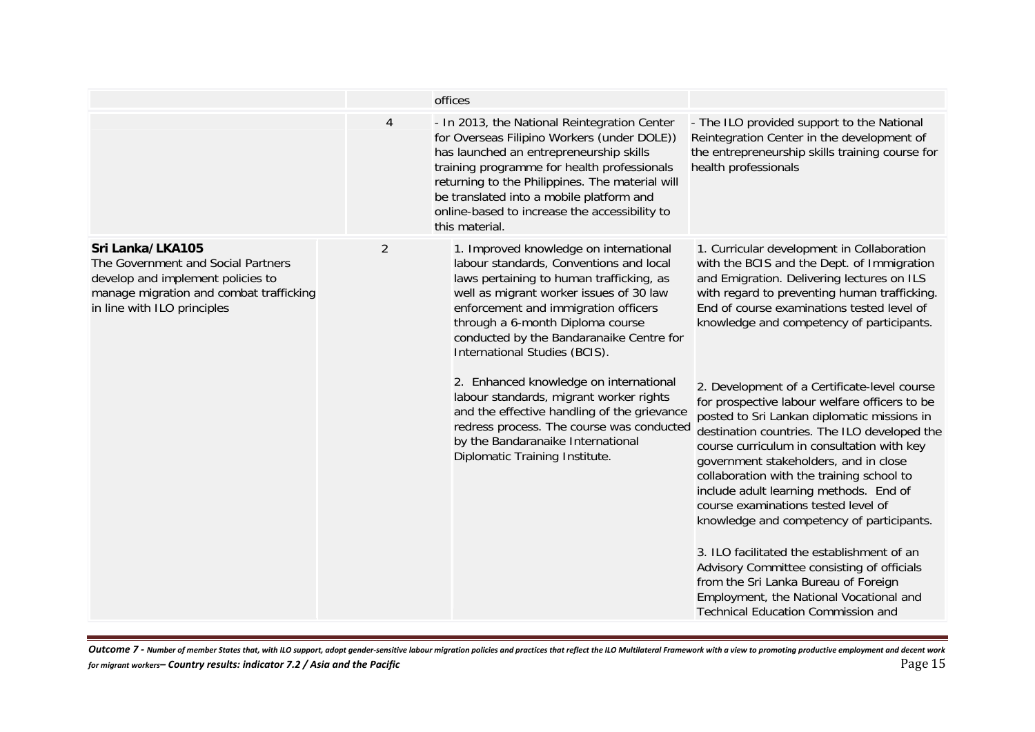| | | | |
|---|---|---|---|
| | | offices | |
| | 4 | - In 2013, the National Reintegration Center for Overseas Filipino Workers (under DOLE)) has launched an entrepreneurship skills training programme for health professionals returning to the Philippines. The material will be translated into a mobile platform and online-based to increase the accessibility to this material. | - The ILO provided support to the National Reintegration Center in the development of the entrepreneurship skills training course for health professionals |
| **Sri Lanka/LKA105**<br>The Government and Social Partners develop and implement policies to manage migration and combat trafficking in line with ILO principles | 2 | 1. Improved knowledge on international labour standards, Conventions and local laws pertaining to human trafficking, as well as migrant worker issues of 30 law enforcement and immigration officers through a 6-month Diploma course conducted by the Bandaranaike Centre for International Studies (BCIS).<br><br>2. Enhanced knowledge on international labour standards, migrant worker rights and the effective handling of the grievance redress process. The course was conducted by the Bandaranaike International Diplomatic Training Institute. | 1. Curricular development in Collaboration with the BCIS and the Dept. of Immigration and Emigration. Delivering lectures on ILS with regard to preventing human trafficking. End of course examinations tested level of knowledge and competency of participants.<br><br>2. Development of a Certificate-level course for prospective labour welfare officers to be posted to Sri Lankan diplomatic missions in destination countries. The ILO developed the course curriculum in consultation with key government stakeholders, and in close collaboration with the training school to include adult learning methods. End of course examinations tested level of knowledge and competency of participants.<br><br>3. ILO facilitated the establishment of an Advisory Committee consisting of officials from the Sri Lanka Bureau of Foreign Employment, the National Vocational and Technical Education Commission and |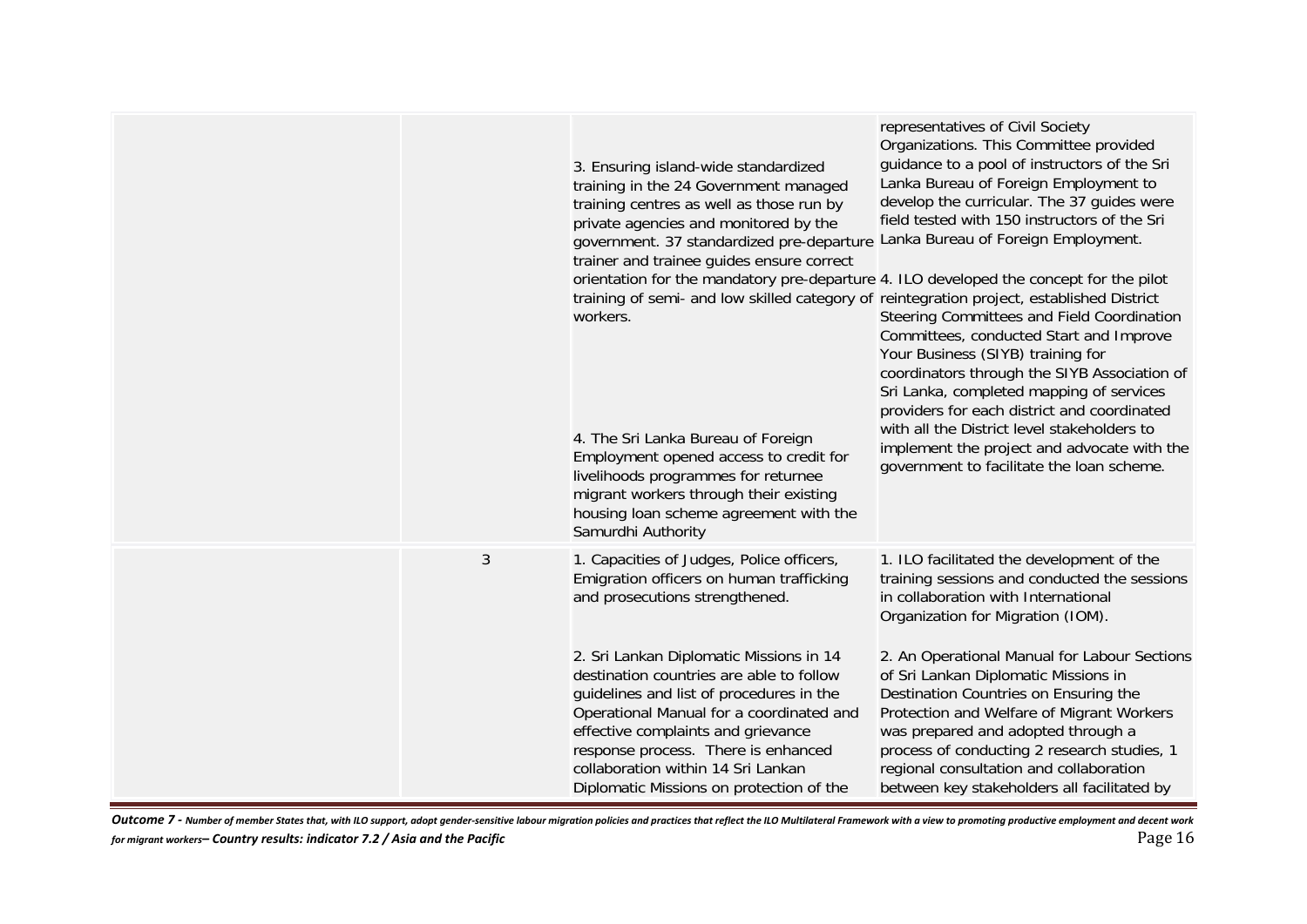| | | | |
|---|---|---|---|
| | | 3. Ensuring island-wide standardized training in the 24 Government managed training centres as well as those run by private agencies and monitored by the government. 37 standardized pre-departure trainer and trainee guides ensure correct orientation for the mandatory pre-departure training of semi- and low skilled category of workers.<br><br>4. The Sri Lanka Bureau of Foreign Employment opened access to credit for livelihoods programmes for returnee migrant workers through their existing housing loan scheme agreement with the Samurdhi Authority | representatives of Civil Society Organizations. This Committee provided guidance to a pool of instructors of the Sri Lanka Bureau of Foreign Employment to develop the curricular. The 37 guides were field tested with 150 instructors of the Sri Lanka Bureau of Foreign Employment.<br><br>4. ILO developed the concept for the pilot reintegration project, established District Steering Committees and Field Coordination Committees, conducted Start and Improve Your Business (SIYB) training for coordinators through the SIYB Association of Sri Lanka, completed mapping of services providers for each district and coordinated with all the District level stakeholders to implement the project and advocate with the government to facilitate the loan scheme. |
| | 3 | 1. Capacities of Judges, Police officers, Emigration officers on human trafficking and prosecutions strengthened.<br><br>2. Sri Lankan Diplomatic Missions in 14 destination countries are able to follow guidelines and list of procedures in the Operational Manual for a coordinated and effective complaints and grievance response process. There is enhanced collaboration within 14 Sri Lankan Diplomatic Missions on protection of the | 1. ILO facilitated the development of the training sessions and conducted the sessions in collaboration with International Organization for Migration (IOM).<br><br>2. An Operational Manual for Labour Sections of Sri Lankan Diplomatic Missions in Destination Countries on Ensuring the Protection and Welfare of Migrant Workers was prepared and adopted through a process of conducting 2 research studies, 1 regional consultation and collaboration between key stakeholders all facilitated by |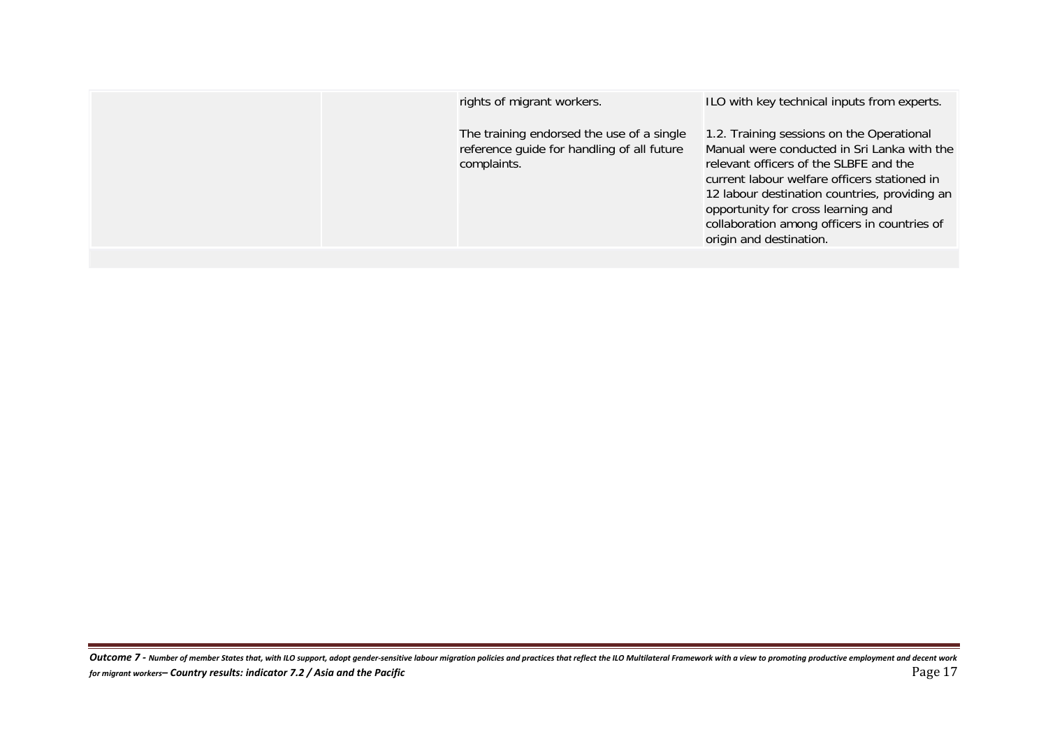| | | | |
|---|---|---|---|
| | | rights of migrant workers.<br><br>The training endorsed the use of a single reference guide for handling of all future complaints. | ILO with key technical inputs from experts.<br><br>1.2. Training sessions on the Operational Manual were conducted in Sri Lanka with the relevant officers of the SLBFE and the current labour welfare officers stationed in 12 labour destination countries, providing an opportunity for cross learning and collaboration among officers in countries of origin and destination. |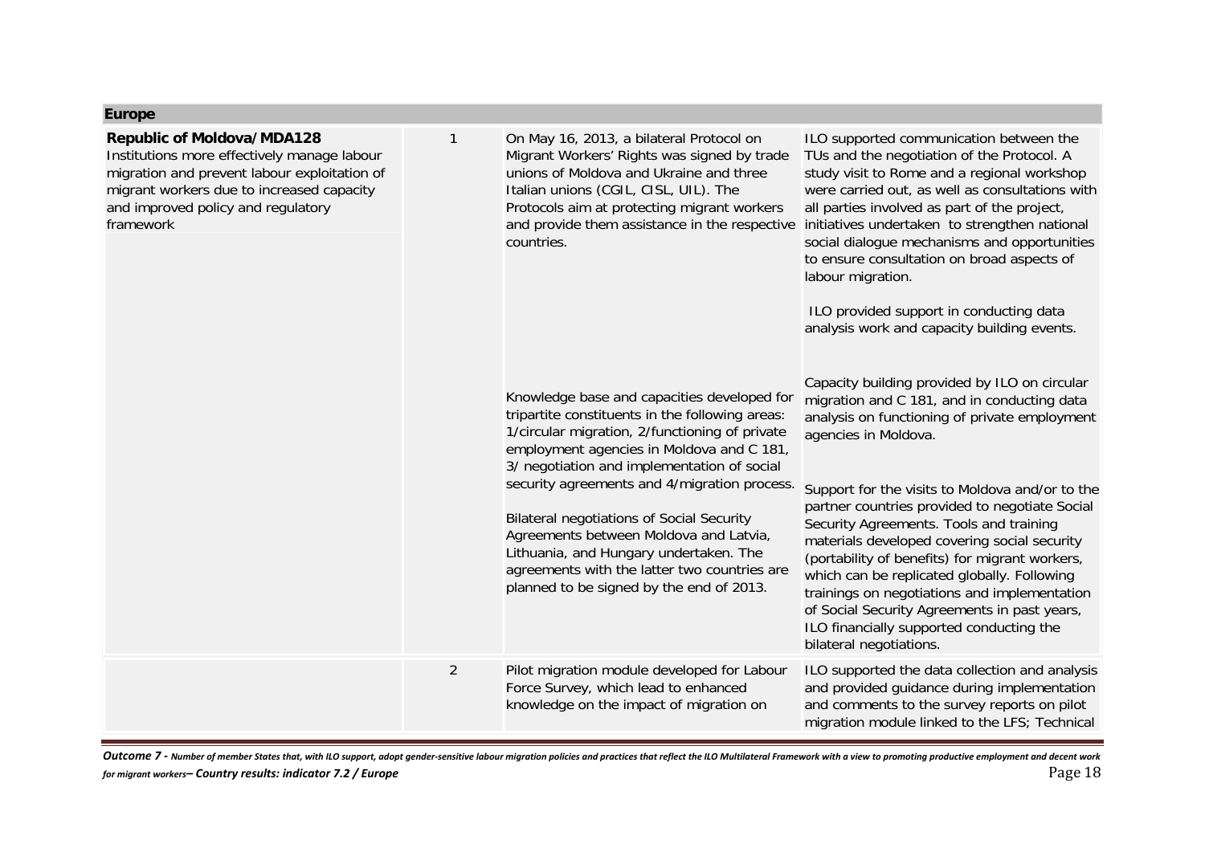| Europe | | | |
|---|---|---|---|
| **Republic of Moldova/MDA128**<br>Institutions more effectively manage labour migration and prevent labour exploitation of migrant workers due to increased capacity and improved policy and regulatory framework | 1 | On May 16, 2013, a bilateral Protocol on Migrant Workers' Rights was signed by trade unions of Moldova and Ukraine and three Italian unions (CGIL, CISL, UIL). The Protocols aim at protecting migrant workers and provide them assistance in the respective countries.<br><br>Knowledge base and capacities developed for tripartite constituents in the following areas: 1/circular migration, 2/functioning of private employment agencies in Moldova and C 181, 3/ negotiation and implementation of social security agreements and 4/migration process.<br><br>Bilateral negotiations of Social Security Agreements between Moldova and Latvia, Lithuania, and Hungary undertaken. The agreements with the latter two countries are planned to be signed by the end of 2013. | ILO supported communication between the TUs and the negotiation of the Protocol. A study visit to Rome and a regional workshop were carried out, as well as consultations with all parties involved as part of the project, initiatives undertaken to strengthen national social dialogue mechanisms and opportunities to ensure consultation on broad aspects of labour migration.<br><br>ILO provided support in conducting data analysis work and capacity building events.<br><br>Capacity building provided by ILO on circular migration and C 181, and in conducting data analysis on functioning of private employment agencies in Moldova.<br><br>Support for the visits to Moldova and/or to the partner countries provided to negotiate Social Security Agreements. Tools and training materials developed covering social security (portability of benefits) for migrant workers, which can be replicated globally. Following trainings on negotiations and implementation of Social Security Agreements in past years, ILO financially supported conducting the bilateral negotiations. |
| | 2 | Pilot migration module developed for Labour Force Survey, which lead to enhanced knowledge on the impact of migration on | ILO supported the data collection and analysis and provided guidance during implementation and comments to the survey reports on pilot migration module linked to the LFS; Technical |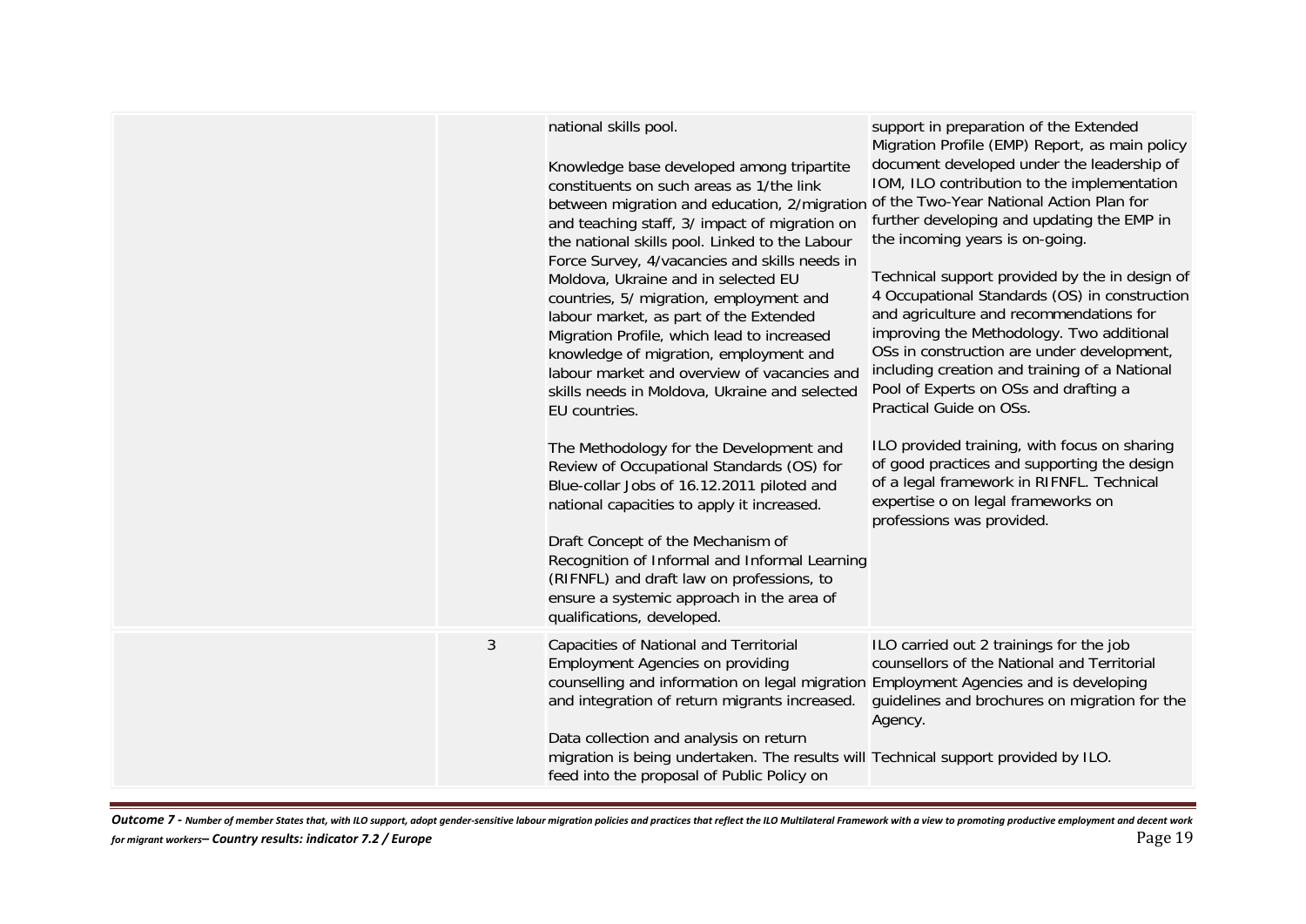| | | | |
|---|---|---|---|
| | | national skills pool.<br><br>Knowledge base developed among tripartite constituents on such areas as 1/the link between migration and education, 2/migration and teaching staff, 3/ impact of migration on the national skills pool. Linked to the Labour Force Survey, 4/vacancies and skills needs in Moldova, Ukraine and in selected EU countries, 5/ migration, employment and labour market, as part of the Extended Migration Profile, which lead to increased knowledge of migration, employment and labour market and overview of vacancies and skills needs in Moldova, Ukraine and selected EU countries.<br><br>The Methodology for the Development and Review of Occupational Standards (OS) for Blue-collar Jobs of 16.12.2011 piloted and national capacities to apply it increased.<br><br>Draft Concept of the Mechanism of Recognition of Informal and Informal Learning (RIFNFL) and draft law on professions, to ensure a systemic approach in the area of qualifications, developed. | support in preparation of the Extended Migration Profile (EMP) Report, as main policy document developed under the leadership of IOM, ILO contribution to the implementation of the Two-Year National Action Plan for further developing and updating the EMP in the incoming years is on-going.<br><br>Technical support provided by the in design of 4 Occupational Standards (OS) in construction and agriculture and recommendations for improving the Methodology. Two additional OSs in construction are under development, including creation and training of a National Pool of Experts on OSs and drafting a Practical Guide on OSs.<br><br>ILO provided training, with focus on sharing of good practices and supporting the design of a legal framework in RIFNFL. Technical expertise o on legal frameworks on professions was provided. |
| | 3 | Capacities of National and Territorial Employment Agencies on providing counselling and information on legal migration and integration of return migrants increased.<br><br>Data collection and analysis on return migration is being undertaken. The results will feed into the proposal of Public Policy on | ILO carried out 2 trainings for the job counsellors of the National and Territorial Employment Agencies and is developing guidelines and brochures on migration for the Agency.<br><br>Technical support provided by ILO. |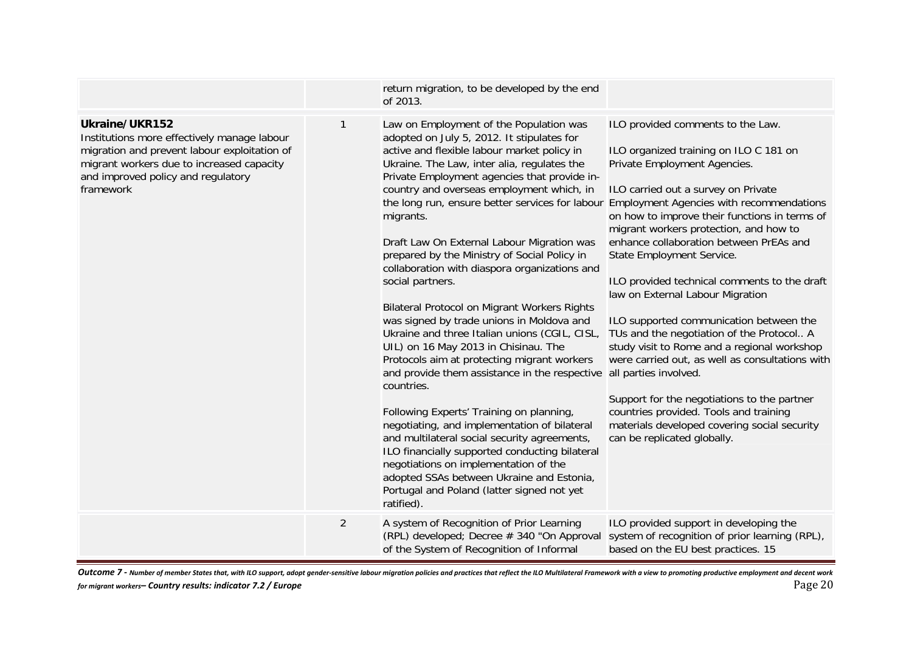| | | | |
|---|---|---|---|
| | | return migration, to be developed by the end of 2013. | |
| **Ukraine/UKR152**<br>Institutions more effectively manage labour migration and prevent labour exploitation of migrant workers due to increased capacity and improved policy and regulatory framework | 1 | Law on Employment of the Population was adopted on July 5, 2012. It stipulates for active and flexible labour market policy in Ukraine. The Law, inter alia, regulates the Private Employment agencies that provide in-country and overseas employment which, in the long run, ensure better services for labour migrants.<br><br>Draft Law On External Labour Migration was prepared by the Ministry of Social Policy in collaboration with diaspora organizations and social partners.<br><br>Bilateral Protocol on Migrant Workers Rights was signed by trade unions in Moldova and Ukraine and three Italian unions (CGIL, CISL, UIL) on 16 May 2013 in Chisinau. The Protocols aim at protecting migrant workers and provide them assistance in the respective countries.<br><br>Following Experts' Training on planning, negotiating, and implementation of bilateral and multilateral social security agreements, ILO financially supported conducting bilateral negotiations on implementation of the adopted SSAs between Ukraine and Estonia, Portugal and Poland (latter signed not yet ratified). | ILO provided comments to the Law.<br><br>ILO organized training on ILO C 181 on Private Employment Agencies.<br><br>ILO carried out a survey on Private Employment Agencies with recommendations on how to improve their functions in terms of migrant workers protection, and how to enhance collaboration between PrEAs and State Employment Service.<br><br>ILO provided technical comments to the draft law on External Labour Migration<br><br>ILO supported communication between the TUs and the negotiation of the Protocol.. A study visit to Rome and a regional workshop were carried out, as well as consultations with all parties involved.<br><br>Support for the negotiations to the partner countries provided. Tools and training materials developed covering social security can be replicated globally. |
| | 2 | A system of Recognition of Prior Learning (RPL) developed; Decree # 340 "On Approval of the System of Recognition of Informal | ILO provided support in developing the system of recognition of prior learning (RPL), based on the EU best practices. 15 |

*Outcome 7 - Number of member States that, with ILO support, adopt gender-sensitive labour migration policies and practices that reflect the ILO Multilateral Framework with a view to promoting productive employment and decent work for migrant workers– Country results: indicator 7.2 / Europe*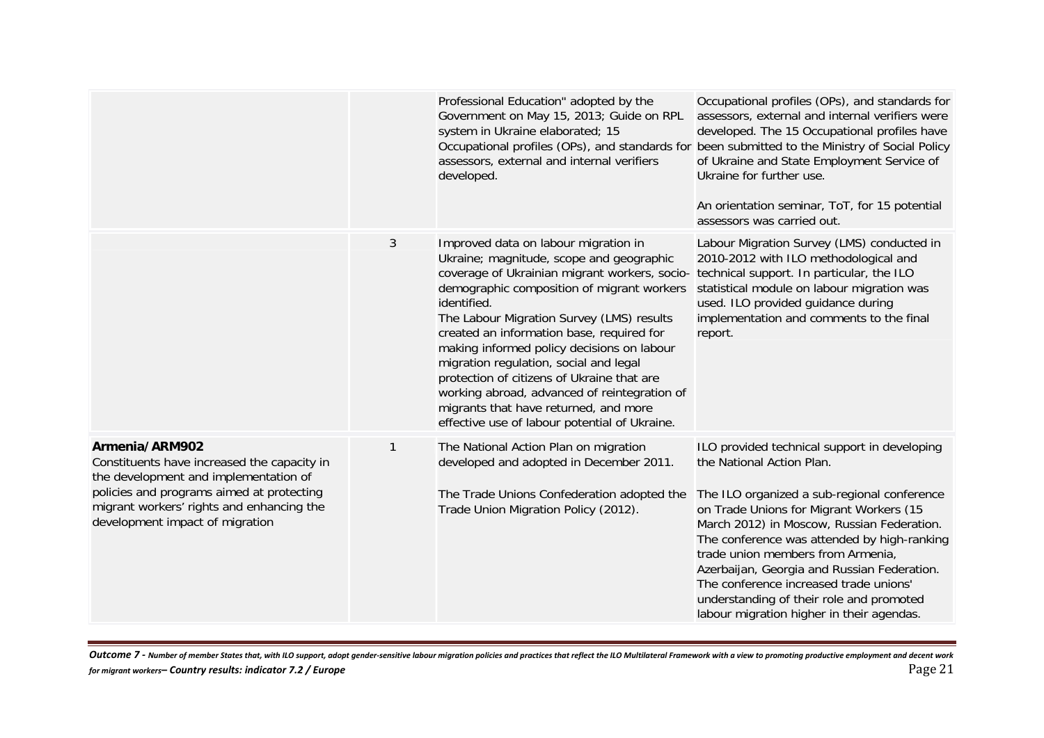| | | | |
|---|---|---|---|
| | | Professional Education" adopted by the Government on May 15, 2013; Guide on RPL system in Ukraine elaborated; 15 Occupational profiles (OPs), and standards for assessors, external and internal verifiers developed. | Occupational profiles (OPs), and standards for assessors, external and internal verifiers were developed. The 15 Occupational profiles have been submitted to the Ministry of Social Policy of Ukraine and State Employment Service of Ukraine for further use.<br><br>An orientation seminar, ToT, for 15 potential assessors was carried out. |
| | 3 | Improved data on labour migration in Ukraine; magnitude, scope and geographic coverage of Ukrainian migrant workers, socio-demographic composition of migrant workers identified.<br>The Labour Migration Survey (LMS) results created an information base, required for making informed policy decisions on labour migration regulation, social and legal protection of citizens of Ukraine that are working abroad, advanced of reintegration of migrants that have returned, and more effective use of labour potential of Ukraine. | Labour Migration Survey (LMS) conducted in 2010-2012 with ILO methodological and technical support. In particular, the ILO statistical module on labour migration was used. ILO provided guidance during implementation and comments to the final report. |
| **Armenia/ARM902**<br>Constituents have increased the capacity in the development and implementation of policies and programs aimed at protecting migrant workers' rights and enhancing the development impact of migration | 1 | The National Action Plan on migration developed and adopted in December 2011.<br><br>The Trade Unions Confederation adopted the Trade Union Migration Policy (2012). | ILO provided technical support in developing the National Action Plan.<br><br>The ILO organized a sub-regional conference on Trade Unions for Migrant Workers (15 March 2012) in Moscow, Russian Federation. The conference was attended by high-ranking trade union members from Armenia, Azerbaijan, Georgia and Russian Federation. The conference increased trade unions' understanding of their role and promoted labour migration higher in their agendas. |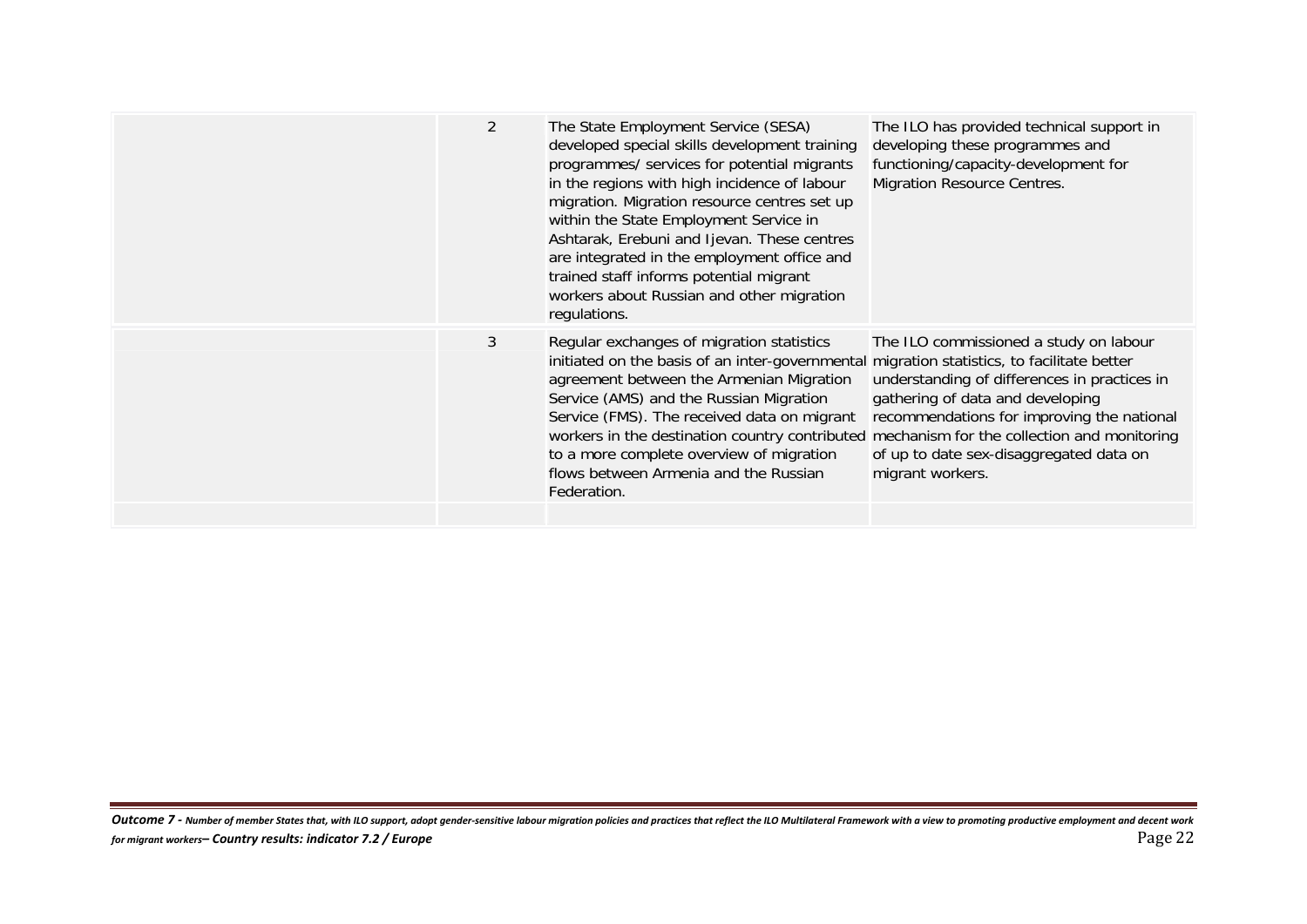| | | | |
|---|---|---|---|
| | 2 | The State Employment Service (SESA) developed special skills development training programmes/ services for potential migrants in the regions with high incidence of labour migration. Migration resource centres set up within the State Employment Service in Ashtarak, Erebuni and Ijevan. These centres are integrated in the employment office and trained staff informs potential migrant workers about Russian and other migration regulations. | The ILO has provided technical support in developing these programmes and functioning/capacity-development for Migration Resource Centres. |
| | 3 | Regular exchanges of migration statistics initiated on the basis of an inter-governmental agreement between the Armenian Migration Service (AMS) and the Russian Migration Service (FMS). The received data on migrant workers in the destination country contributed to a more complete overview of migration flows between Armenia and the Russian Federation. | The ILO commissioned a study on labour migration statistics, to facilitate better understanding of differences in practices in gathering of data and developing recommendations for improving the national mechanism for the collection and monitoring of up to date sex-disaggregated data on migrant workers. |
| | | | |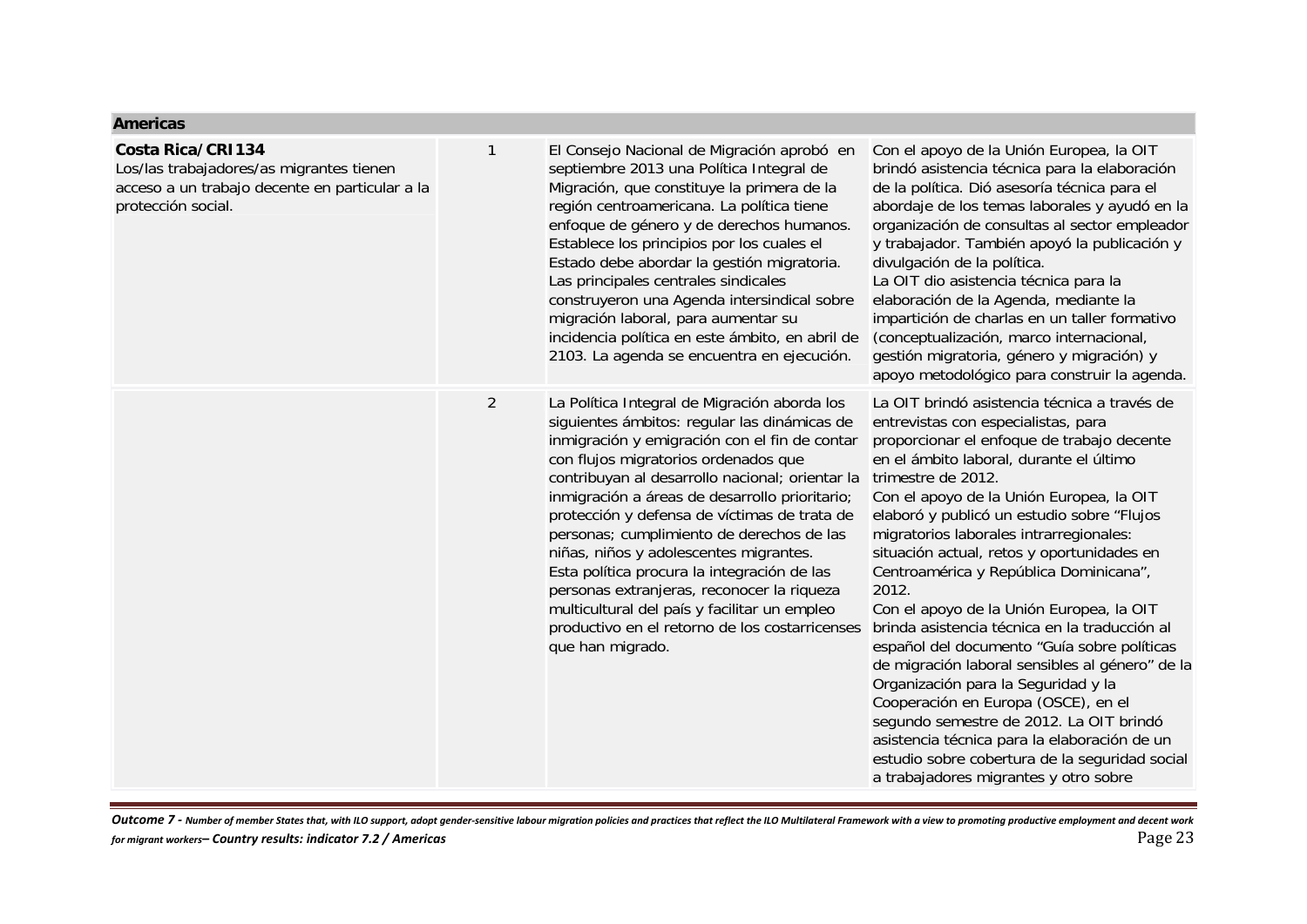| Americas | | | |
|---|---|---|---|
| **Costa Rica/CRI134**<br>Los/las trabajadores/as migrantes tienen acceso a un trabajo decente en particular a la protección social. | 1 | El Consejo Nacional de Migración aprobó en septiembre 2013 una Política Integral de Migración, que constituye la primera de la región centroamericana. La política tiene enfoque de género y de derechos humanos. Establece los principios por los cuales el Estado debe abordar la gestión migratoria. Las principales centrales sindicales construyeron una Agenda intersindical sobre migración laboral, para aumentar su incidencia política en este ámbito, en abril de 2103. La agenda se encuentra en ejecución. | Con el apoyo de la Unión Europea, la OIT brindó asistencia técnica para la elaboración de la política. Dió asesoría técnica para el abordaje de los temas laborales y ayudó en la organización de consultas al sector empleador y trabajador. También apoyó la publicación y divulgación de la política.<br>La OIT dio asistencia técnica para la elaboración de la Agenda, mediante la impartición de charlas en un taller formativo (conceptualización, marco internacional, gestión migratoria, género y migración) y apoyo metodológico para construir la agenda. |
| | 2 | La Política Integral de Migración aborda los siguientes ámbitos: regular las dinámicas de inmigración y emigración con el fin de contar con flujos migratorios ordenados que contribuyan al desarrollo nacional; orientar la inmigración a áreas de desarrollo prioritario; protección y defensa de víctimas de trata de personas; cumplimiento de derechos de las niñas, niños y adolescentes migrantes.<br>Esta política procura la integración de las personas extranjeras, reconocer la riqueza multicultural del país y facilitar un empleo productivo en el retorno de los costarricenses que han migrado. | La OIT brindó asistencia técnica a través de entrevistas con especialistas, para proporcionar el enfoque de trabajo decente en el ámbito laboral, durante el último trimestre de 2012.<br>Con el apoyo de la Unión Europea, la OIT elaboró y publicó un estudio sobre "Flujos migratorios laborales intrarregionales: situación actual, retos y oportunidades en Centroamérica y República Dominicana", 2012.<br>Con el apoyo de la Unión Europea, la OIT brinda asistencia técnica en la traducción al español del documento "Guía sobre políticas de migración laboral sensibles al género" de la Organización para la Seguridad y la Cooperación en Europa (OSCE), en el segundo semestre de 2012. La OIT brindó asistencia técnica para la elaboración de un estudio sobre cobertura de la seguridad social a trabajadores migrantes y otro sobre |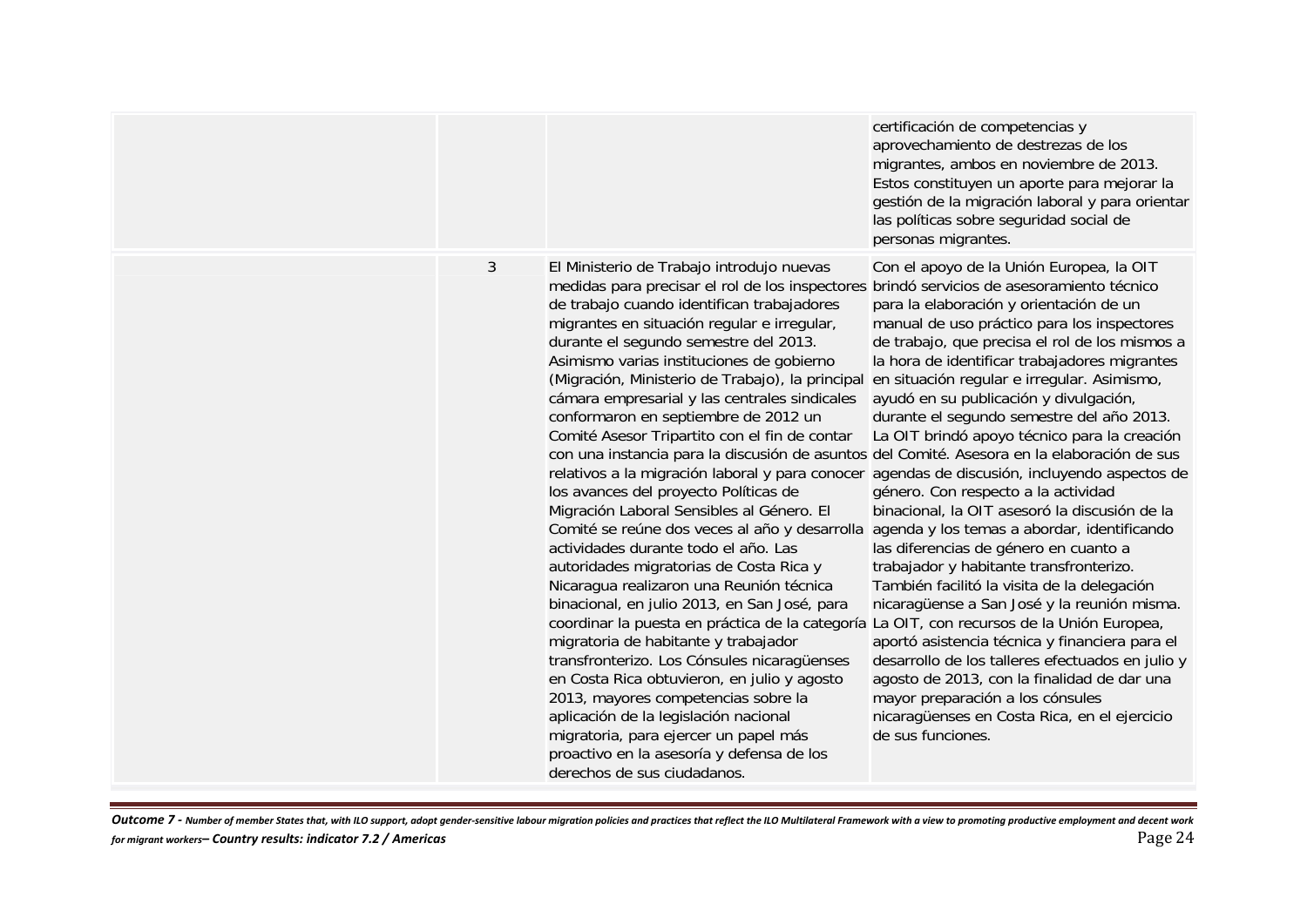| | | | |
|---|---|---|---|
| | | | certificación de competencias y aprovechamiento de destrezas de los migrantes, ambos en noviembre de 2013. Estos constituyen un aporte para mejorar la gestión de la migración laboral y para orientar las políticas sobre seguridad social de personas migrantes. |
| | 3 | El Ministerio de Trabajo introdujo nuevas medidas para precisar el rol de los inspectores de trabajo cuando identifican trabajadores migrantes en situación regular e irregular, durante el segundo semestre del 2013. Asimismo varias instituciones de gobierno (Migración, Ministerio de Trabajo), la principal cámara empresarial y las centrales sindicales conformaron en septiembre de 2012 un Comité Asesor Tripartito con el fin de contar con una instancia para la discusión de asuntos relativos a la migración laboral y para conocer los avances del proyecto Políticas de Migración Laboral Sensibles al Género. El Comité se reúne dos veces al año y desarrolla actividades durante todo el año. Las autoridades migratorias de Costa Rica y Nicaragua realizaron una Reunión técnica binacional, en julio 2013, en San José, para coordinar la puesta en práctica de la categoría migratoria de habitante y trabajador transfronterizo. Los Cónsules nicaragüenses en Costa Rica obtuvieron, en julio y agosto 2013, mayores competencias sobre la aplicación de la legislación nacional migratoria, para ejercer un papel más proactivo en la asesoría y defensa de los derechos de sus ciudadanos. | Con el apoyo de la Unión Europea, la OIT brindó servicios de asesoramiento técnico para la elaboración y orientación de un manual de uso práctico para los inspectores de trabajo, que precisa el rol de los mismos a la hora de identificar trabajadores migrantes en situación regular e irregular. Asimismo, ayudó en su publicación y divulgación, durante el segundo semestre del año 2013. La OIT brindó apoyo técnico para la creación del Comité. Asesora en la elaboración de sus agendas de discusión, incluyendo aspectos de género. Con respecto a la actividad binacional, la OIT asesoró la discusión de la agenda y los temas a abordar, identificando las diferencias de género en cuanto a trabajador y habitante transfronterizo. También facilitó la visita de la delegación nicaragüense a San José y la reunión misma. La OIT, con recursos de la Unión Europea, aportó asistencia técnica y financiera para el desarrollo de los talleres efectuados en julio y agosto de 2013, con la finalidad de dar una mayor preparación a los cónsules nicaragüenses en Costa Rica, en el ejercicio de sus funciones. |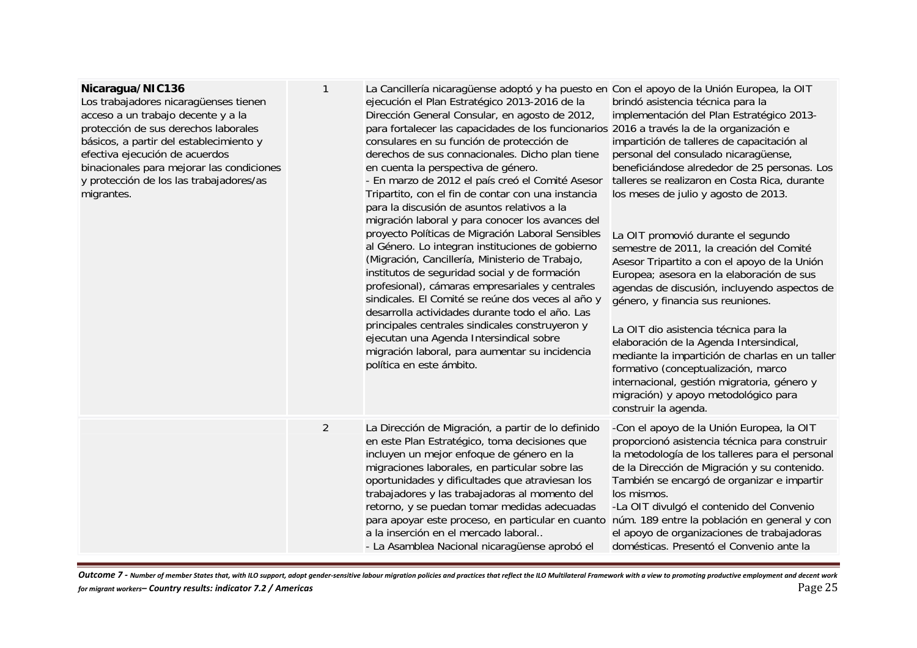| | | | |
|---|---|---|---|
| **Nicaragua/NIC136**<br>Los trabajadores nicaragüenses tienen acceso a un trabajo decente y a la protección de sus derechos laborales básicos, a partir del establecimiento y efectiva ejecución de acuerdos binacionales para mejorar las condiciones y protección de los las trabajadores/as migrantes. | 1 | La Cancillería nicaragüense adoptó y ha puesto en ejecución el Plan Estratégico 2013-2016 de la Dirección General Consular, en agosto de 2012, para fortalecer las capacidades de los funcionarios consulares en su función de protección de derechos de sus connacionales. Dicho plan tiene en cuenta la perspectiva de género.<br>- En marzo de 2012 el país creó el Comité Asesor Tripartito, con el fin de contar con una instancia para la discusión de asuntos relativos a la migración laboral y para conocer los avances del proyecto Políticas de Migración Laboral Sensibles al Género. Lo integran instituciones de gobierno (Migración, Cancillería, Ministerio de Trabajo, institutos de seguridad social y de formación profesional), cámaras empresariales y centrales sindicales. El Comité se reúne dos veces al año y desarrolla actividades durante todo el año. Las principales centrales sindicales construyeron y ejecutan una Agenda Intersindical sobre migración laboral, para aumentar su incidencia política en este ámbito. | Con el apoyo de la Unión Europea, la OIT brindó asistencia técnica para la implementación del Plan Estratégico 2013-2016 a través la de la organización e impartición de talleres de capacitación al personal del consulado nicaragüense, beneficiándose alrededor de 25 personas. Los talleres se realizaron en Costa Rica, durante los meses de julio y agosto de 2013.<br><br>La OIT promovió durante el segundo semestre de 2011, la creación del Comité Asesor Tripartito a con el apoyo de la Unión Europea; asesora en la elaboración de sus agendas de discusión, incluyendo aspectos de género, y financia sus reuniones.<br><br>La OIT dio asistencia técnica para la elaboración de la Agenda Intersindical, mediante la impartición de charlas en un taller formativo (conceptualización, marco internacional, gestión migratoria, género y migración) y apoyo metodológico para construir la agenda. |
| | 2 | La Dirección de Migración, a partir de lo definido en este Plan Estratégico, toma decisiones que incluyen un mejor enfoque de género en la migraciones laborales, en particular sobre las oportunidades y dificultades que atraviesan los trabajadores y las trabajadoras al momento del retorno, y se puedan tomar medidas adecuadas para apoyar este proceso, en particular en cuanto a la inserción en el mercado laboral..<br>- La Asamblea Nacional nicaragüense aprobó el | -Con el apoyo de la Unión Europea, la OIT proporcionó asistencia técnica para construir la metodología de los talleres para el personal de la Dirección de Migración y su contenido. También se encargó de organizar e impartir los mismos.<br>-La OIT divulgó el contenido del Convenio núm. 189 entre la población en general y con el apoyo de organizaciones de trabajadoras domésticas. Presentó el Convenio ante la |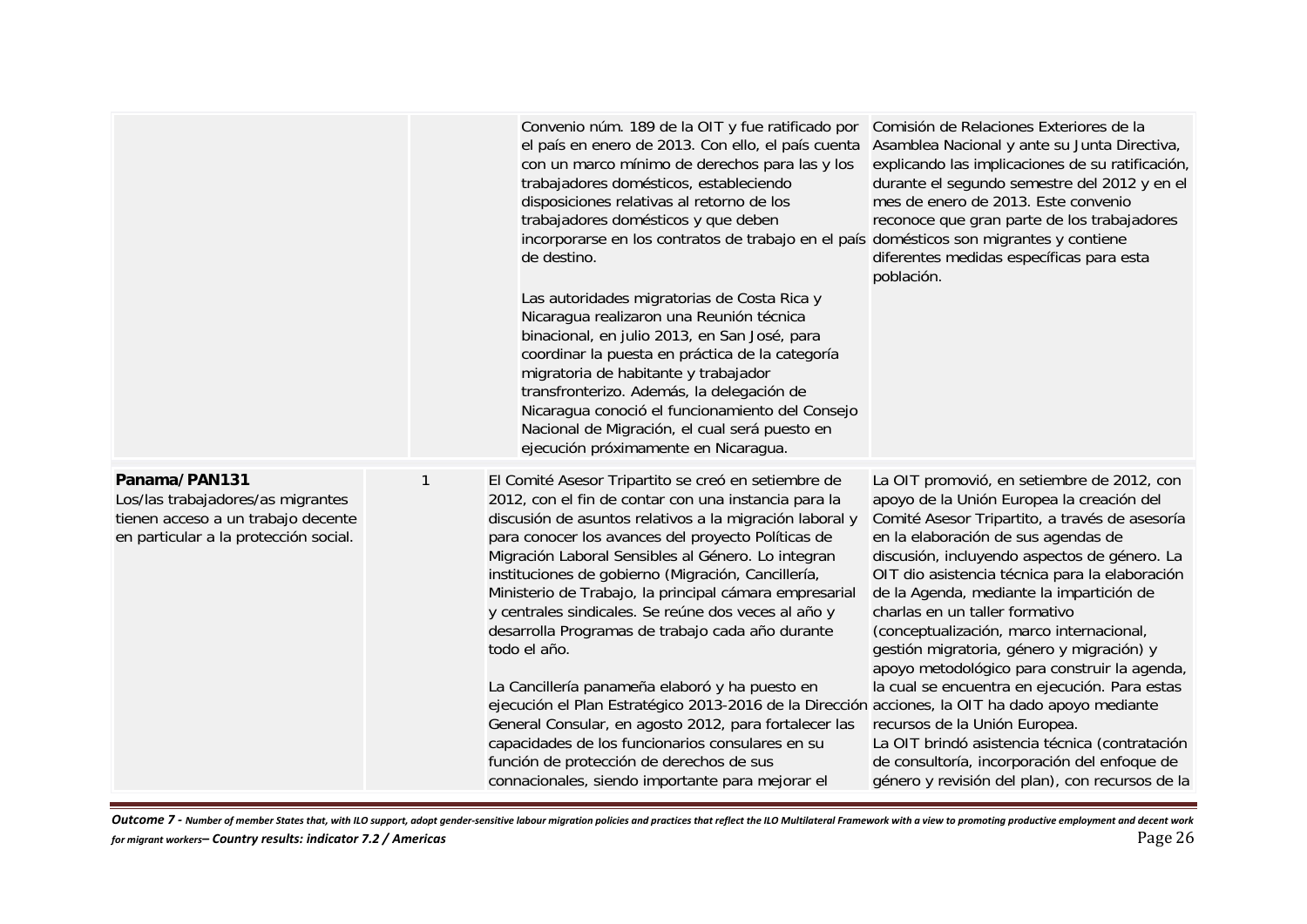| | | | |
|---|---|---|---|
| | | Convenio núm. 189 de la OIT y fue ratificado por el país en enero de 2013. Con ello, el país cuenta con un marco mínimo de derechos para las y los trabajadores domésticos, estableciendo disposiciones relativas al retorno de los trabajadores domésticos y que deben incorporarse en los contratos de trabajo en el país de destino.<br><br>Las autoridades migratorias de Costa Rica y Nicaragua realizaron una Reunión técnica binacional, en julio 2013, en San José, para coordinar la puesta en práctica de la categoría migratoria de habitante y trabajador transfronterizo. Además, la delegación de Nicaragua conoció el funcionamiento del Consejo Nacional de Migración, el cual será puesto en ejecución próximamente en Nicaragua. | Comisión de Relaciones Exteriores de la Asamblea Nacional y ante su Junta Directiva, explicando las implicaciones de su ratificación, durante el segundo semestre del 2012 y en el mes de enero de 2013. Este convenio reconoce que gran parte de los trabajadores domésticos son migrantes y contiene diferentes medidas específicas para esta población. |
| **Panama/PAN131**<br>Los/las trabajadores/as migrantes tienen acceso a un trabajo decente en particular a la protección social. | 1 | El Comité Asesor Tripartito se creó en setiembre de 2012, con el fin de contar con una instancia para la discusión de asuntos relativos a la migración laboral y para conocer los avances del proyecto Políticas de Migración Laboral Sensibles al Género. Lo integran instituciones de gobierno (Migración, Cancillería, Ministerio de Trabajo, la principal cámara empresarial y centrales sindicales. Se reúne dos veces al año y desarrolla Programas de trabajo cada año durante todo el año.<br><br>La Cancillería panameña elaboró y ha puesto en ejecución el Plan Estratégico 2013-2016 de la Dirección General Consular, en agosto 2012, para fortalecer las capacidades de los funcionarios consulares en su función de protección de derechos de sus connacionales, siendo importante para mejorar el | La OIT promovió, en setiembre de 2012, con apoyo de la Unión Europea la creación del Comité Asesor Tripartito, a través de asesoría en la elaboración de sus agendas de discusión, incluyendo aspectos de género. La OIT dio asistencia técnica para la elaboración de la Agenda, mediante la impartición de charlas en un taller formativo (conceptualización, marco internacional, gestión migratoria, género y migración) y apoyo metodológico para construir la agenda, la cual se encuentra en ejecución. Para estas acciones, la OIT ha dado apoyo mediante recursos de la Unión Europea.<br>La OIT brindó asistencia técnica (contratación de consultoría, incorporación del enfoque de género y revisión del plan), con recursos de la |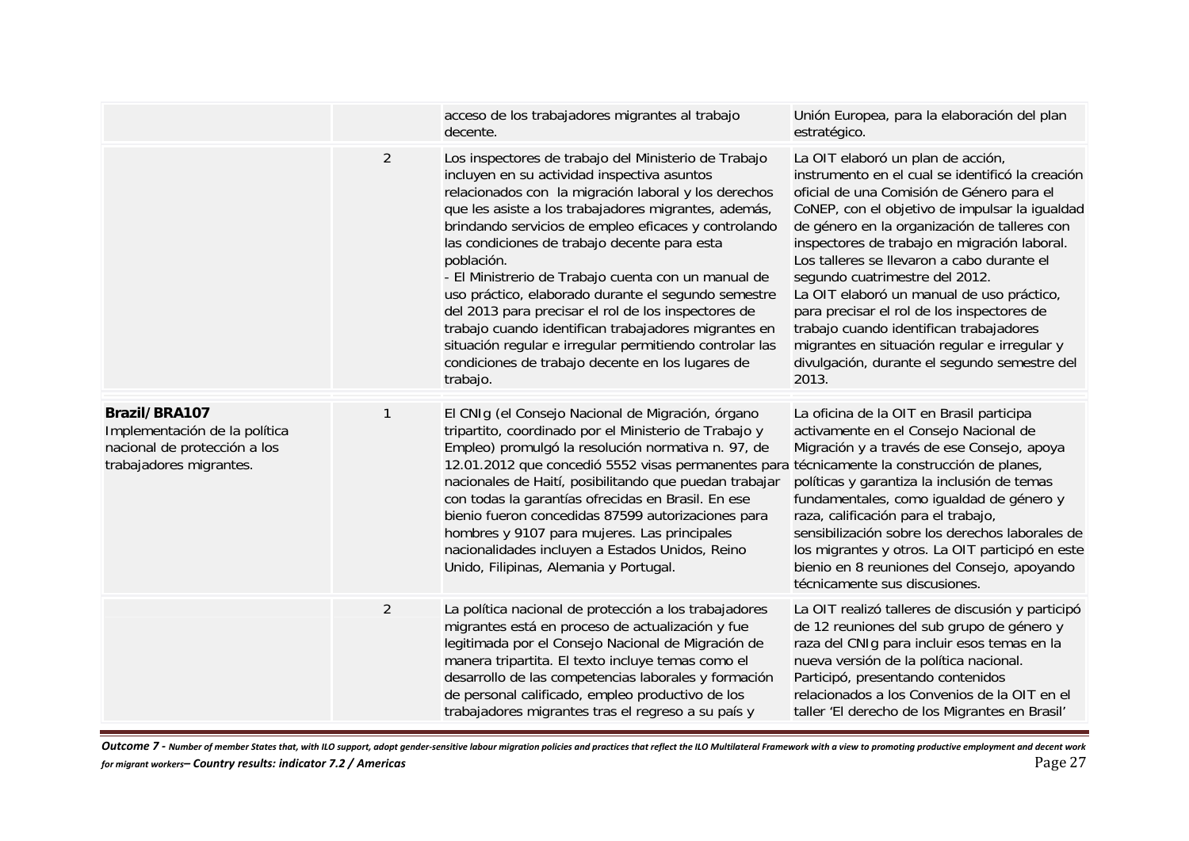| | | | |
|---|---|---|---|
| | | acceso de los trabajadores migrantes al trabajo decente. | Unión Europea, para la elaboración del plan estratégico. |
| | 2 | Los inspectores de trabajo del Ministerio de Trabajo incluyen en su actividad inspectiva asuntos relacionados con la migración laboral y los derechos que les asiste a los trabajadores migrantes, además, brindando servicios de empleo eficaces y controlando las condiciones de trabajo decente para esta población.<br>- El Ministrerio de Trabajo cuenta con un manual de uso práctico, elaborado durante el segundo semestre del 2013 para precisar el rol de los inspectores de trabajo cuando identifican trabajadores migrantes en situación regular e irregular permitiendo controlar las condiciones de trabajo decente en los lugares de trabajo. | La OIT elaboró un plan de acción, instrumento en el cual se identificó la creación oficial de una Comisión de Género para el CoNEP, con el objetivo de impulsar la igualdad de género en la organización de talleres con inspectores de trabajo en migración laboral. Los talleres se llevaron a cabo durante el segundo cuatrimestre del 2012.<br>La OIT elaboró un manual de uso práctico, para precisar el rol de los inspectores de trabajo cuando identifican trabajadores migrantes en situación regular e irregular y divulgación, durante el segundo semestre del 2013. |
| **Brazil/BRA107**<br>Implementación de la política nacional de protección a los trabajadores migrantes. | 1 | El CNIg (el Consejo Nacional de Migración, órgano tripartito, coordinado por el Ministerio de Trabajo y Empleo) promulgó la resolución normativa n. 97, de 12.01.2012 que concedió 5552 visas permanentes para nacionales de Haití, posibilitando que puedan trabajar con todas la garantías ofrecidas en Brasil. En ese bienio fueron concedidas 87599 autorizaciones para hombres y 9107 para mujeres. Las principales nacionalidades incluyen a Estados Unidos, Reino Unido, Filipinas, Alemania y Portugal. | La oficina de la OIT en Brasil participa activamente en el Consejo Nacional de Migración y a través de ese Consejo, apoya técnicamente la construcción de planes, políticas y garantiza la inclusión de temas fundamentales, como igualdad de género y raza, calificación para el trabajo, sensibilización sobre los derechos laborales de los migrantes y otros. La OIT participó en este bienio en 8 reuniones del Consejo, apoyando técnicamente sus discusiones. |
| | 2 | La política nacional de protección a los trabajadores migrantes está en proceso de actualización y fue legitimada por el Consejo Nacional de Migración de manera tripartita. El texto incluye temas como el desarrollo de las competencias laborales y formación de personal calificado, empleo productivo de los trabajadores migrantes tras el regreso a su país y | La OIT realizó talleres de discusión y participó de 12 reuniones del sub grupo de género y raza del CNIg para incluir esos temas en la nueva versión de la política nacional. Participó, presentando contenidos relacionados a los Convenios de la OIT en el taller 'El derecho de los Migrantes en Brasil' |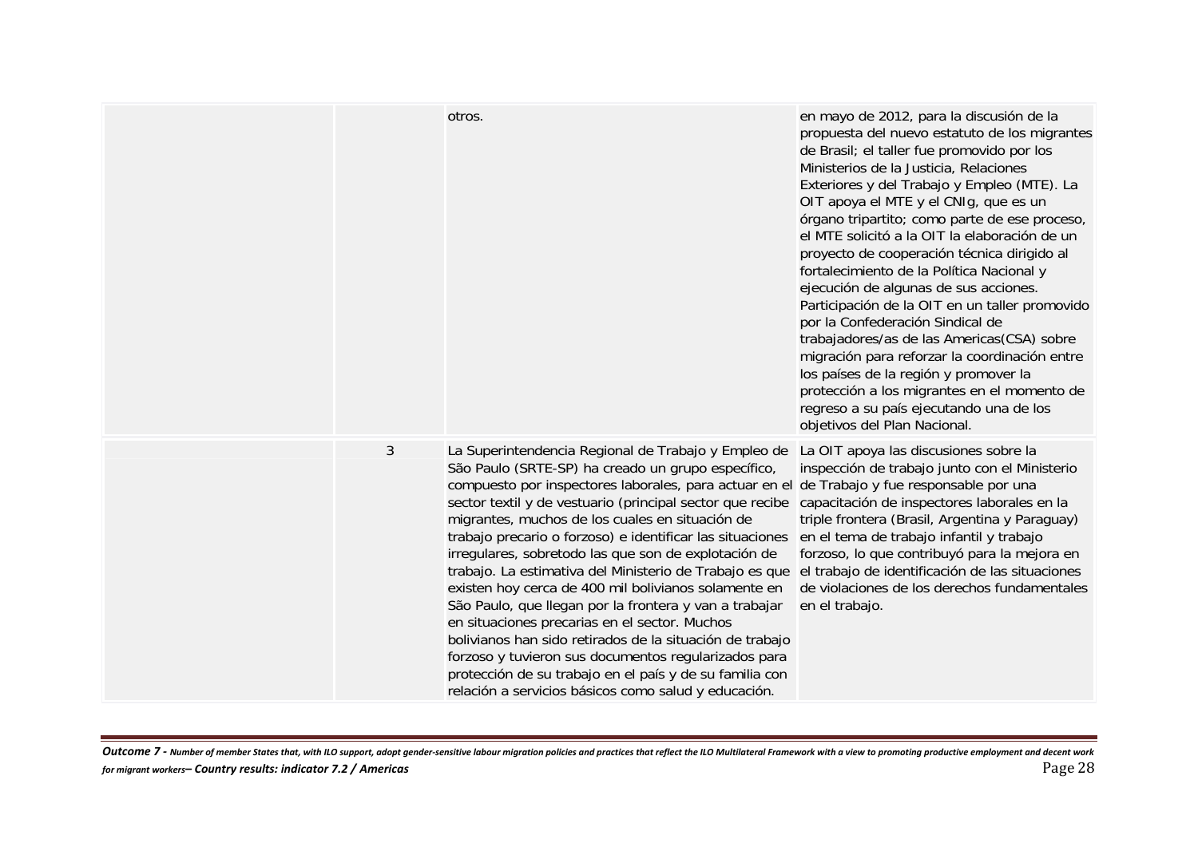| | | | |
|---|---|---|---|
| | | otros. | en mayo de 2012, para la discusión de la propuesta del nuevo estatuto de los migrantes de Brasil; el taller fue promovido por los Ministerios de la Justicia, Relaciones Exteriores y del Trabajo y Empleo (MTE). La OIT apoya el MTE y el CNIg, que es un órgano tripartito; como parte de ese proceso, el MTE solicitó a la OIT la elaboración de un proyecto de cooperación técnica dirigido al fortalecimiento de la Política Nacional y ejecución de algunas de sus acciones. Participación de la OIT en un taller promovido por la Confederación Sindical de trabajadores/as de las Americas(CSA) sobre migración para reforzar la coordinación entre los países de la región y promover la protección a los migrantes en el momento de regreso a su país ejecutando una de los objetivos del Plan Nacional. |
| | 3 | La Superintendencia Regional de Trabajo y Empleo de São Paulo (SRTE-SP) ha creado un grupo específico, compuesto por inspectores laborales, para actuar en el sector textil y de vestuario (principal sector que recibe migrantes, muchos de los cuales en situación de trabajo precario o forzoso) e identificar las situaciones irregulares, sobretodo las que son de explotación de trabajo. La estimativa del Ministerio de Trabajo es que existen hoy cerca de 400 mil bolivianos solamente en São Paulo, que llegan por la frontera y van a trabajar en situaciones precarias en el sector. Muchos bolivianos han sido retirados de la situación de trabajo forzoso y tuvieron sus documentos regularizados para protección de su trabajo en el país y de su familia con relación a servicios básicos como salud y educación. | La OIT apoya las discusiones sobre la inspección de trabajo junto con el Ministerio de Trabajo y fue responsable por una capacitación de inspectores laborales en la triple frontera (Brasil, Argentina y Paraguay) en el tema de trabajo infantil y trabajo forzoso, lo que contribuyó para la mejora en el trabajo de identificación de las situaciones de violaciones de los derechos fundamentales en el trabajo. |